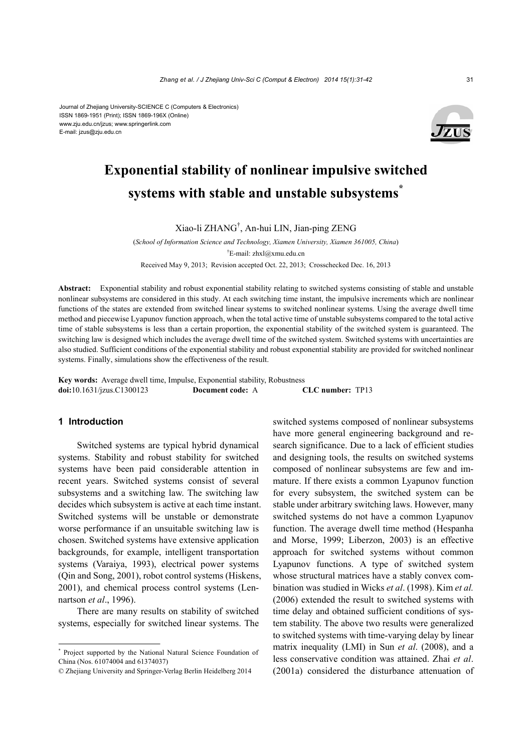Journal of Zhejiang University-SCIENCE C (Computers & Electronics)
ISSN 1869-1951 (Print); ISSN 1869-196X (Online)
www.zju.edu.cn/jzus; www.springerlink.com
E-mail: jzus@zju.edu.cn

# Exponential stability of nonlinear impulsive switched systems with stable and unstable subsystems*

Xiao-li ZHANG†, An-hui LIN, Jian-ping ZENG

(*School of Information Science and Technology, Xiamen University, Xiamen 361005, China*)

†E-mail: zhxl@xmu.edu.cn

Received May 9, 2013; Revision accepted Oct. 22, 2013; Crosschecked Dec. 16, 2013

**Abstract:** Exponential stability and robust exponential stability relating to switched systems consisting of stable and unstable nonlinear subsystems are considered in this study. At each switching time instant, the impulsive increments which are nonlinear functions of the states are extended from switched linear systems to switched nonlinear systems. Using the average dwell time method and piecewise Lyapunov function approach, when the total active time of unstable subsystems compared to the total active time of stable subsystems is less than a certain proportion, the exponential stability of the switched system is guaranteed. The switching law is designed which includes the average dwell time of the switched system. Switched systems with uncertainties are also studied. Sufficient conditions of the exponential stability and robust exponential stability are provided for switched nonlinear systems. Finally, simulations show the effectiveness of the result.

**Key words:** Average dwell time, Impulse, Exponential stability, Robustness

**doi:**10.1631/jzus.C1300123 **Document code:** A **CLC number:** TP13

## 1 Introduction

Switched systems are typical hybrid dynamical systems. Stability and robust stability for switched systems have been paid considerable attention in recent years. Switched systems consist of several subsystems and a switching law. The switching law decides which subsystem is active at each time instant. Switched systems will be unstable or demonstrate worse performance if an unsuitable switching law is chosen. Switched systems have extensive application backgrounds, for example, intelligent transportation systems (Varaiya, 1993), electrical power systems (Qin and Song, 2001), robot control systems (Hiskens, 2001), and chemical process control systems (Lennartson *et al*., 1996).

There are many results on stability of switched systems, especially for switched linear systems. The switched systems composed of nonlinear subsystems have more general engineering background and research significance. Due to a lack of efficient studies and designing tools, the results on switched systems composed of nonlinear subsystems are few and immature. If there exists a common Lyapunov function for every subsystem, the switched system can be stable under arbitrary switching laws. However, many switched systems do not have a common Lyapunov function. The average dwell time method (Hespanha and Morse, 1999; Liberzon, 2003) is an effective approach for switched systems without common Lyapunov functions. A type of switched system whose structural matrices have a stably convex combination was studied in Wicks *et al*. (1998). Kim *et al.* (2006) extended the result to switched systems with time delay and obtained sufficient conditions of system stability. The above two results were generalized to switched systems with time-varying delay by linear matrix inequality (LMI) in Sun *et al*. (2008), and a less conservative condition was attained. Zhai *et al*. (2001a) considered the disturbance attenuation of

---

* Project supported by the National Natural Science Foundation of China (Nos. 61074004 and 61374037)

© Zhejiang University and Springer-Verlag Berlin Heidelberg 2014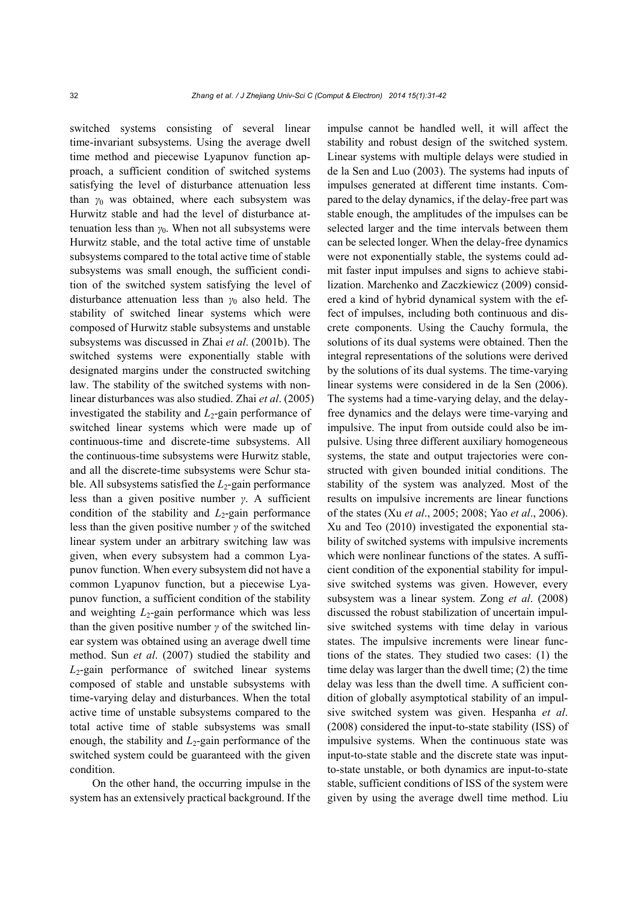switched systems consisting of several linear time-invariant subsystems. Using the average dwell time method and piecewise Lyapunov function approach, a sufficient condition of switched systems satisfying the level of disturbance attenuation less than $\gamma_0$ was obtained, where each subsystem was Hurwitz stable and had the level of disturbance attenuation less than $\gamma_0$. When not all subsystems were Hurwitz stable, and the total active time of unstable subsystems compared to the total active time of stable subsystems was small enough, the sufficient condition of the switched system satisfying the level of disturbance attenuation less than $\gamma_0$ also held. The stability of switched linear systems which were composed of Hurwitz stable subsystems and unstable subsystems was discussed in Zhai *et al*. (2001b). The switched systems were exponentially stable with designated margins under the constructed switching law. The stability of the switched systems with nonlinear disturbances was also studied. Zhai *et al*. (2005) investigated the stability and $L_2$-gain performance of switched linear systems which were made up of continuous-time and discrete-time subsystems. All the continuous-time subsystems were Hurwitz stable, and all the discrete-time subsystems were Schur stable. All subsystems satisfied the $L_2$-gain performance less than a given positive number $\gamma$. A sufficient condition of the stability and $L_2$-gain performance less than the given positive number $\gamma$ of the switched linear system under an arbitrary switching law was given, when every subsystem had a common Lyapunov function. When every subsystem did not have a common Lyapunov function, but a piecewise Lyapunov function, a sufficient condition of the stability and weighting $L_2$-gain performance which was less than the given positive number $\gamma$ of the switched linear system was obtained using an average dwell time method. Sun *et al*. (2007) studied the stability and $L_2$-gain performance of switched linear systems composed of stable and unstable subsystems with time-varying delay and disturbances. When the total active time of unstable subsystems compared to the total active time of stable subsystems was small enough, the stability and $L_2$-gain performance of the switched system could be guaranteed with the given condition.

On the other hand, the occurring impulse in the system has an extensively practical background. If the impulse cannot be handled well, it will affect the stability and robust design of the switched system. Linear systems with multiple delays were studied in de la Sen and Luo (2003). The systems had inputs of impulses generated at different time instants. Compared to the delay dynamics, if the delay-free part was stable enough, the amplitudes of the impulses can be selected larger and the time intervals between them can be selected longer. When the delay-free dynamics were not exponentially stable, the systems could admit faster input impulses and signs to achieve stabilization. Marchenko and Zaczkiewicz (2009) considered a kind of hybrid dynamical system with the effect of impulses, including both continuous and discrete components. Using the Cauchy formula, the solutions of its dual systems were obtained. Then the integral representations of the solutions were derived by the solutions of its dual systems. The time-varying linear systems were considered in de la Sen (2006). The systems had a time-varying delay, and the delay-free dynamics and the delays were time-varying and impulsive. The input from outside could also be impulsive. Using three different auxiliary homogeneous systems, the state and output trajectories were constructed with given bounded initial conditions. The stability of the system was analyzed. Most of the results on impulsive increments are linear functions of the states (Xu *et al*., 2005; 2008; Yao *et al*., 2006). Xu and Teo (2010) investigated the exponential stability of switched systems with impulsive increments which were nonlinear functions of the states. A sufficient condition of the exponential stability for impulsive switched systems was given. However, every subsystem was a linear system. Zong *et al*. (2008) discussed the robust stabilization of uncertain impulsive switched systems with time delay in various states. The impulsive increments were linear functions of the states. They studied two cases: (1) the time delay was larger than the dwell time; (2) the time delay was less than the dwell time. A sufficient condition of globally asymptotical stability of an impulsive switched system was given. Hespanha *et al*. (2008) considered the input-to-state stability (ISS) of impulsive systems. When the continuous state was input-to-state stable and the discrete state was input-to-state unstable, or both dynamics are input-to-state stable, sufficient conditions of ISS of the system were given by using the average dwell time method. Liu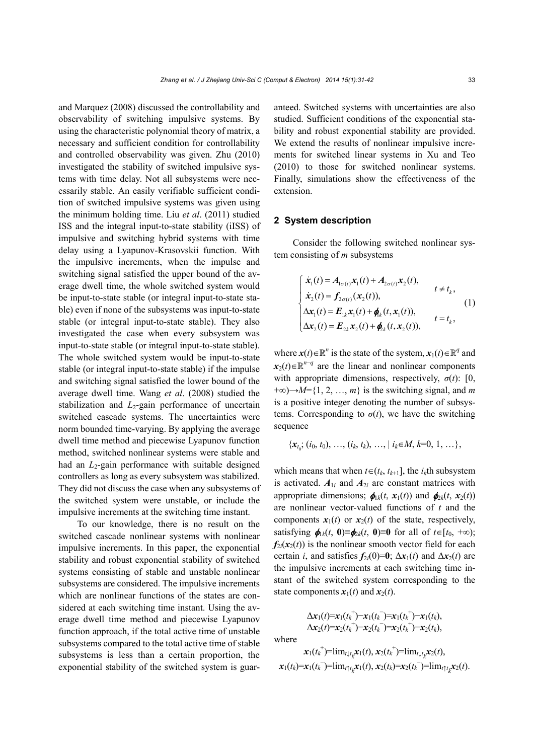and Marquez (2008) discussed the controllability and observability of switching impulsive systems. By using the characteristic polynomial theory of matrix, a necessary and sufficient condition for controllability and controlled observability was given. Zhu (2010) investigated the stability of switched impulsive systems with time delay. Not all subsystems were necessarily stable. An easily verifiable sufficient condition of switched impulsive systems was given using the minimum holding time. Liu *et al*. (2011) studied ISS and the integral input-to-state stability (iISS) of impulsive and switching hybrid systems with time delay using a Lyapunov-Krasovskii function. With the impulsive increments, when the impulse and switching signal satisfied the upper bound of the average dwell time, the whole switched system would be input-to-state stable (or integral input-to-state stable) even if none of the subsystems was input-to-state stable (or integral input-to-state stable). They also investigated the case when every subsystem was input-to-state stable (or integral input-to-state stable). The whole switched system would be input-to-state stable (or integral input-to-state stable) if the impulse and switching signal satisfied the lower bound of the average dwell time. Wang *et al*. (2008) studied the stabilization and $L_2$-gain performance of uncertain switched cascade systems. The uncertainties were norm bounded time-varying. By applying the average dwell time method and piecewise Lyapunov function method, switched nonlinear systems were stable and had an $L_2$-gain performance with suitable designed controllers as long as every subsystem was stabilized. They did not discuss the case when any subsystems of the switched system were unstable, or include the impulsive increments at the switching time instant.

To our knowledge, there is no result on the switched cascade nonlinear systems with nonlinear impulsive increments. In this paper, the exponential stability and robust exponential stability of switched systems consisting of stable and unstable nonlinear subsystems are considered. The impulsive increments which are nonlinear functions of the states are considered at each switching time instant. Using the average dwell time method and piecewise Lyapunov function approach, if the total active time of unstable subsystems compared to the total active time of stable subsystems is less than a certain proportion, the exponential stability of the switched system is guaranteed. Switched systems with uncertainties are also studied. Sufficient conditions of the exponential stability and robust exponential stability are provided. We extend the results of nonlinear impulsive increments for switched linear systems in Xu and Teo (2010) to those for switched nonlinear systems. Finally, simulations show the effectiveness of the extension.

## 2 System description

Consider the following switched nonlinear system consisting of $m$ subsystems

$$
\begin{cases}
\dot{\boldsymbol{x}}_1(t) = \boldsymbol{A}_{1\sigma(t)}\boldsymbol{x}_1(t) + \boldsymbol{A}_{2\sigma(t)}\boldsymbol{x}_2(t), & \\
\dot{\boldsymbol{x}}_2(t) = \boldsymbol{f}_{2\sigma(t)}(\boldsymbol{x}_2(t)), & t \neq t_k, \\
\Delta\boldsymbol{x}_1(t) = \boldsymbol{E}_{1k}\boldsymbol{x}_1(t) + \boldsymbol{\phi}_{1k}(t, \boldsymbol{x}_1(t)), & \\
\Delta\boldsymbol{x}_2(t) = \boldsymbol{E}_{2k}\boldsymbol{x}_2(t) + \boldsymbol{\phi}_{2k}(t, \boldsymbol{x}_2(t)), & t = t_k,
\end{cases}
\tag{1}
$$

where $\boldsymbol{x}(t)\in\mathbb{R}^n$ is the state of the system, $\boldsymbol{x}_1(t)\in\mathbb{R}^q$ and $\boldsymbol{x}_2(t)\in\mathbb{R}^{n-q}$ are the linear and nonlinear components with appropriate dimensions, respectively, $\sigma(t)$: $[0, +\infty)\rightarrow M=\{1, 2, \ldots, m\}$ is the switching signal, and $m$ is a positive integer denoting the number of subsystems. Corresponding to $\sigma(t)$, we have the switching sequence

$$\{\boldsymbol{x}_{t_0}; (i_0, t_0), \ldots, (i_k, t_k), \ldots \mid i_k\in M, k=0, 1, \ldots\},$$

which means that when $t\in(t_k, t_{k+1}]$, the $i_k$th subsystem is activated. $\boldsymbol{A}_{1i}$ and $\boldsymbol{A}_{2i}$ are constant matrices with appropriate dimensions; $\boldsymbol{\phi}_{1k}(t, \boldsymbol{x}_1(t))$ and $\boldsymbol{\phi}_{2k}(t, \boldsymbol{x}_2(t))$ are nonlinear vector-valued functions of $t$ and the components $\boldsymbol{x}_1(t)$ or $\boldsymbol{x}_2(t)$ of the state, respectively, satisfying $\boldsymbol{\phi}_{1k}(t, \boldsymbol{0})\equiv\boldsymbol{\phi}_{2k}(t, \boldsymbol{0})\equiv\boldsymbol{0}$ for all of $t\in[t_0, +\infty)$; $\boldsymbol{f}_{2i}(\boldsymbol{x}_2(t))$ is the nonlinear smooth vector field for each certain $i$, and satisfies $\boldsymbol{f}_{2i}(0)=\boldsymbol{0}$; $\Delta\boldsymbol{x}_1(t)$ and $\Delta\boldsymbol{x}_2(t)$ are the impulsive increments at each switching time instant of the switched system corresponding to the state components $\boldsymbol{x}_1(t)$ and $\boldsymbol{x}_2(t)$.

$$\Delta\boldsymbol{x}_1(t)=\boldsymbol{x}_1(t_k^+)-\boldsymbol{x}_1(t_k^-)=\boldsymbol{x}_1(t_k^+)-\boldsymbol{x}_1(t_k),$$
$$\Delta\boldsymbol{x}_2(t)=\boldsymbol{x}_2(t_k^+)-\boldsymbol{x}_2(t_k^-)=\boldsymbol{x}_2(t_k^+)-\boldsymbol{x}_2(t_k),$$

where

$$\boldsymbol{x}_1(t_k^+)=\lim_{t\downarrow t_k}\boldsymbol{x}_1(t),\ \boldsymbol{x}_2(t_k^+)=\lim_{t\downarrow t_k}\boldsymbol{x}_2(t),$$
$$\boldsymbol{x}_1(t_k)=\boldsymbol{x}_1(t_k^-)=\lim_{t\uparrow t_k}\boldsymbol{x}_1(t),\ \boldsymbol{x}_2(t_k)=\boldsymbol{x}_2(t_k^-)=\lim_{t\uparrow t_k}\boldsymbol{x}_2(t).$$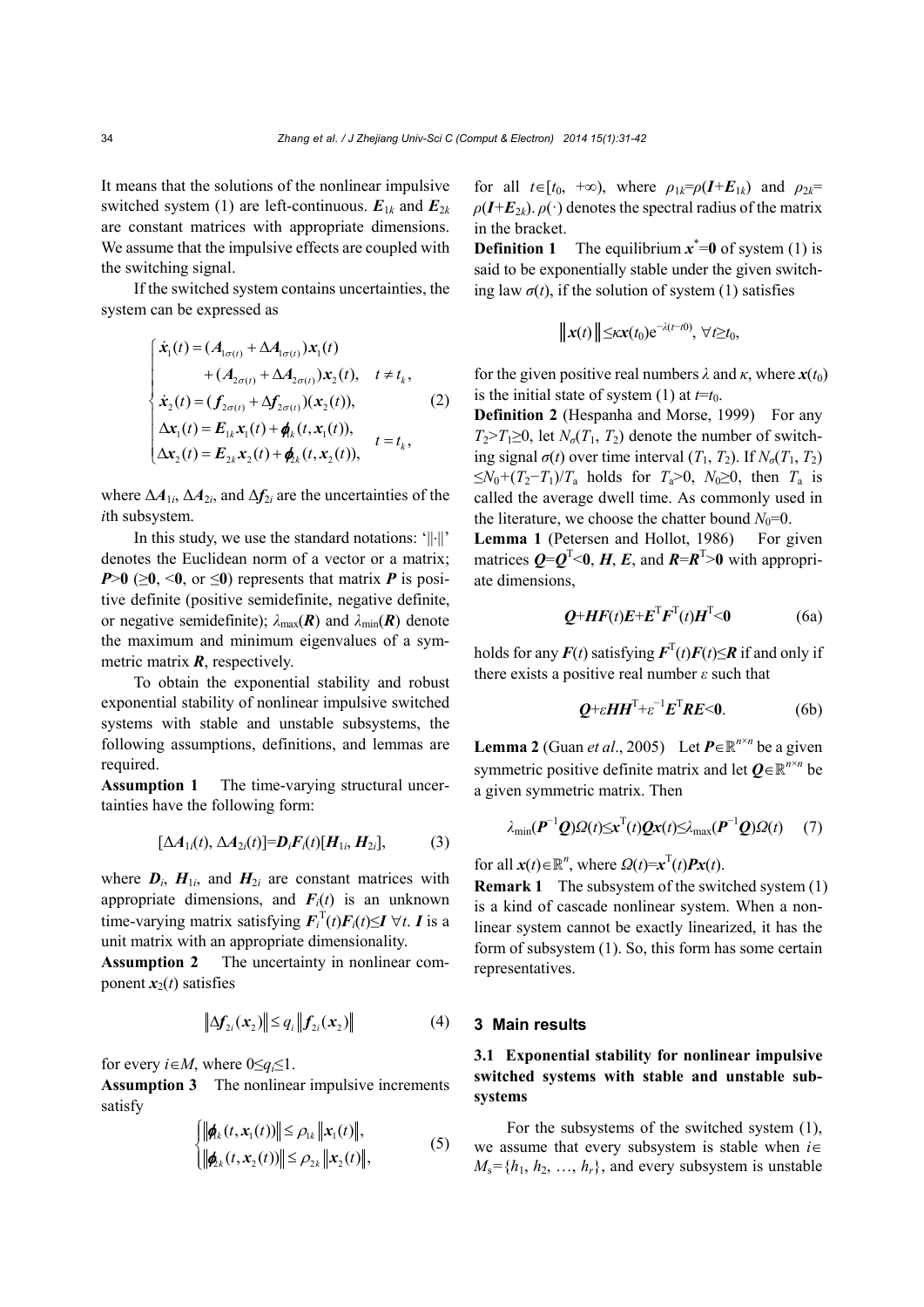It means that the solutions of the nonlinear impulsive switched system (1) are left-continuous. $\boldsymbol{E}_{1k}$ and $\boldsymbol{E}_{2k}$ are constant matrices with appropriate dimensions. We assume that the impulsive effects are coupled with the switching signal.

If the switched system contains uncertainties, the system can be expressed as

$$
\begin{cases}
\dot{\boldsymbol{x}}_1(t) = (\boldsymbol{A}_{1\sigma(t)} + \Delta\boldsymbol{A}_{1\sigma(t)})\boldsymbol{x}_1(t) \\
\qquad + (\boldsymbol{A}_{2\sigma(t)} + \Delta\boldsymbol{A}_{2\sigma(t)})\boldsymbol{x}_2(t), \quad t \neq t_k, \\
\dot{\boldsymbol{x}}_2(t) = (\boldsymbol{f}_{2\sigma(t)} + \Delta\boldsymbol{f}_{2\sigma(t)})(\boldsymbol{x}_2(t)), \\
\Delta\boldsymbol{x}_1(t) = \boldsymbol{E}_{1k}\boldsymbol{x}_1(t) + \boldsymbol{\varphi}_{1k}(t, \boldsymbol{x}_1(t)), \quad t = t_k, \\
\Delta\boldsymbol{x}_2(t) = \boldsymbol{E}_{2k}\boldsymbol{x}_2(t) + \boldsymbol{\varphi}_{2k}(t, \boldsymbol{x}_2(t)),
\end{cases} \tag{2}
$$

where $\Delta\boldsymbol{A}_{1i}$, $\Delta\boldsymbol{A}_{2i}$, and $\Delta\boldsymbol{f}_{2i}$ are the uncertainties of the $i$th subsystem.

In this study, we use the standard notations: '$\|\cdot\|$' denotes the Euclidean norm of a vector or a matrix; $\boldsymbol{P}>\mathbf{0}$ ($\geq\mathbf{0}$, $<\mathbf{0}$, or $\leq\mathbf{0}$) represents that matrix $\boldsymbol{P}$ is positive definite (positive semidefinite, negative definite, or negative semidefinite); $\lambda_{\max}(\boldsymbol{R})$ and $\lambda_{\min}(\boldsymbol{R})$ denote the maximum and minimum eigenvalues of a symmetric matrix $\boldsymbol{R}$, respectively.

To obtain the exponential stability and robust exponential stability of nonlinear impulsive switched systems with stable and unstable subsystems, the following assumptions, definitions, and lemmas are required.

**Assumption 1** The time-varying structural uncertainties have the following form:

$$
[\Delta\boldsymbol{A}_{1i}(t), \Delta\boldsymbol{A}_{2i}(t)] = \boldsymbol{D}_i\boldsymbol{F}_i(t)[\boldsymbol{H}_{1i}, \boldsymbol{H}_{2i}], \tag{3}
$$

where $\boldsymbol{D}_i$, $\boldsymbol{H}_{1i}$, and $\boldsymbol{H}_{2i}$ are constant matrices with appropriate dimensions, and $\boldsymbol{F}_i(t)$ is an unknown time-varying matrix satisfying $\boldsymbol{F}_i^{\mathrm{T}}(t)\boldsymbol{F}_i(t)\leq\boldsymbol{I}\ \forall t$. $\boldsymbol{I}$ is a unit matrix with an appropriate dimensionality.

**Assumption 2** The uncertainty in nonlinear component $\boldsymbol{x}_2(t)$ satisfies

$$
\left\|\Delta\boldsymbol{f}_{2i}(\boldsymbol{x}_2)\right\| \leq q_i\left\|\boldsymbol{f}_{2i}(\boldsymbol{x}_2)\right\| \tag{4}
$$

for every $i\in M$, where $0\leq q_i\leq 1$.

**Assumption 3** The nonlinear impulsive increments satisfy

$$
\begin{cases}
\left\|\boldsymbol{\varphi}_{1k}(t, \boldsymbol{x}_1(t))\right\| \leq \rho_{1k}\left\|\boldsymbol{x}_1(t)\right\|, \\
\left\|\boldsymbol{\varphi}_{2k}(t, \boldsymbol{x}_2(t))\right\| \leq \rho_{2k}\left\|\boldsymbol{x}_2(t)\right\|,
\end{cases} \tag{5}
$$

for all $t\in[t_0, +\infty)$, where $\rho_{1k}=\rho(\boldsymbol{I}+\boldsymbol{E}_{1k})$ and $\rho_{2k}=\rho(\boldsymbol{I}+\boldsymbol{E}_{2k})$. $\rho(\cdot)$ denotes the spectral radius of the matrix in the bracket.

**Definition 1** The equilibrium $\boldsymbol{x}^*=\mathbf{0}$ of system (1) is said to be exponentially stable under the given switching law $\sigma(t)$, if the solution of system (1) satisfies

$$
\left\|\boldsymbol{x}(t)\right\| \leq \kappa\boldsymbol{x}(t_0)\mathrm{e}^{-\lambda(t-t0)},\ \forall t\geq t_0,
$$

for the given positive real numbers $\lambda$ and $\kappa$, where $\boldsymbol{x}(t_0)$ is the initial state of system (1) at $t=t_0$.

**Definition 2** (Hespanha and Morse, 1999) For any $T_2>T_1\geq 0$, let $N_\sigma(T_1, T_2)$ denote the number of switching signal $\sigma(t)$ over time interval $(T_1, T_2)$. If $N_\sigma(T_1, T_2)\leq N_0+(T_2-T_1)/T_{\mathrm{a}}$ holds for $T_{\mathrm{a}}>0$, $N_0\geq 0$, then $T_{\mathrm{a}}$ is called the average dwell time. As commonly used in the literature, we choose the chatter bound $N_0=0$.

**Lemma 1** (Petersen and Hollot, 1986) For given matrices $\boldsymbol{Q}=\boldsymbol{Q}^{\mathrm{T}}<\mathbf{0}$, $\boldsymbol{H}$, $\boldsymbol{E}$, and $\boldsymbol{R}=\boldsymbol{R}^{\mathrm{T}}>\mathbf{0}$ with appropriate dimensions,

$$
\boldsymbol{Q}+\boldsymbol{H}\boldsymbol{F}(t)\boldsymbol{E}+\boldsymbol{E}^{\mathrm{T}}\boldsymbol{F}^{\mathrm{T}}(t)\boldsymbol{H}^{\mathrm{T}}<\mathbf{0} \tag{6a}
$$

holds for any $\boldsymbol{F}(t)$ satisfying $\boldsymbol{F}^{\mathrm{T}}(t)\boldsymbol{F}(t)\leq\boldsymbol{R}$ if and only if there exists a positive real number $\varepsilon$ such that

$$
\boldsymbol{Q}+\varepsilon\boldsymbol{H}\boldsymbol{H}^{\mathrm{T}}+\varepsilon^{-1}\boldsymbol{E}^{\mathrm{T}}\boldsymbol{R}\boldsymbol{E}<\mathbf{0}. \tag{6b}
$$

**Lemma 2** (Guan *et al*., 2005) Let $\boldsymbol{P}\in\mathbb{R}^{n\times n}$ be a given symmetric positive definite matrix and let $\boldsymbol{Q}\in\mathbb{R}^{n\times n}$ be a given symmetric matrix. Then

$$
\lambda_{\min}(\boldsymbol{P}^{-1}\boldsymbol{Q})\Omega(t)\leq\boldsymbol{x}^{\mathrm{T}}(t)\boldsymbol{Q}\boldsymbol{x}(t)\leq\lambda_{\max}(\boldsymbol{P}^{-1}\boldsymbol{Q})\Omega(t) \tag{7}
$$

for all $\boldsymbol{x}(t)\in\mathbb{R}^n$, where $\Omega(t)=\boldsymbol{x}^{\mathrm{T}}(t)\boldsymbol{P}\boldsymbol{x}(t)$.

**Remark 1** The subsystem of the switched system (1) is a kind of cascade nonlinear system. When a nonlinear system cannot be exactly linearized, it has the form of subsystem (1). So, this form has some certain representatives.

## 3 Main results

### 3.1 Exponential stability for nonlinear impulsive switched systems with stable and unstable subsystems

For the subsystems of the switched system (1), we assume that every subsystem is stable when $i\in M_{\mathrm{s}}=\{h_1, h_2, \ldots, h_r\}$, and every subsystem is unstable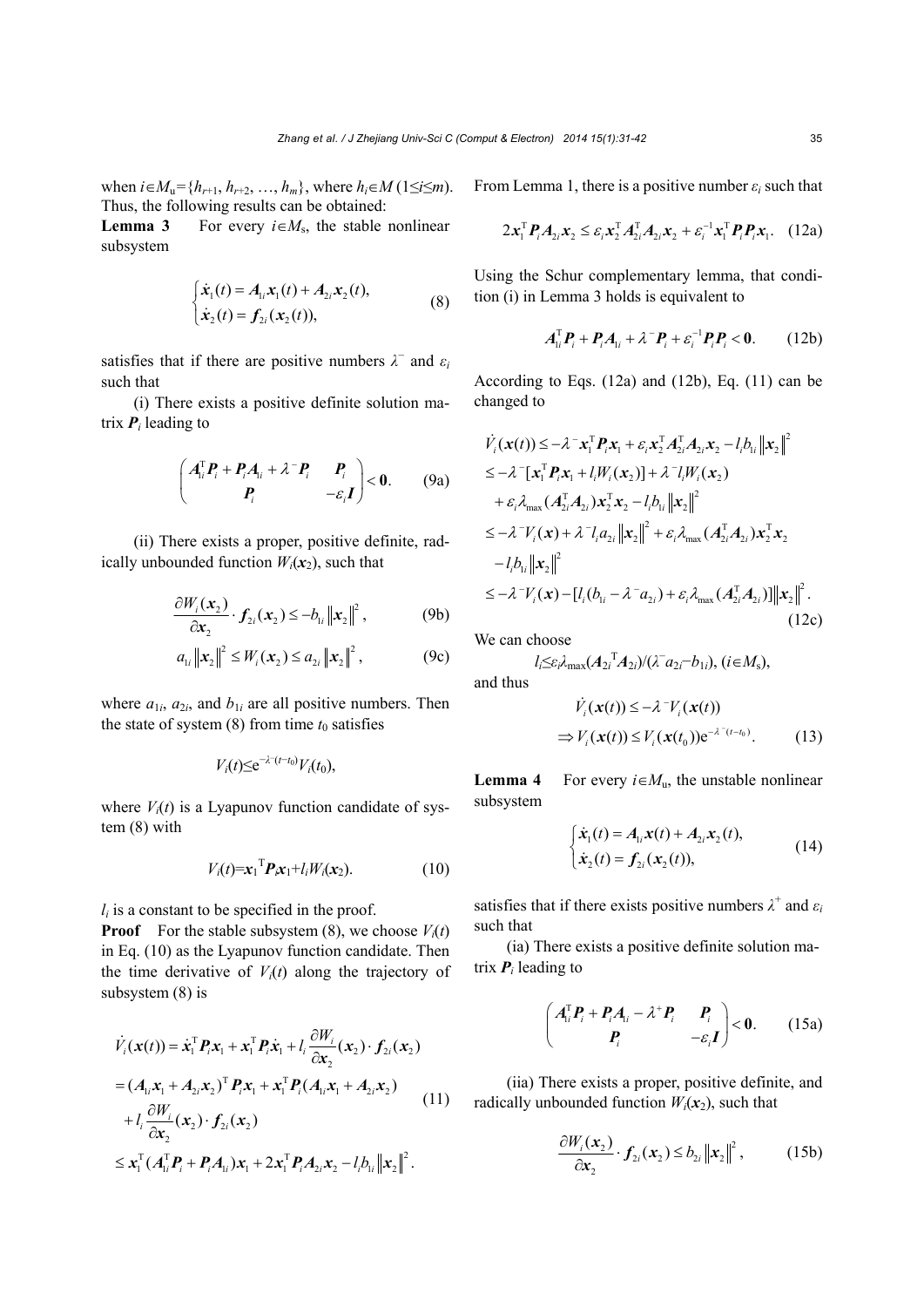when $i \in M_u = \{h_{r+1}, h_{r+2}, \ldots, h_m\}$, where $h_i \in M$ ($1 \le i \le m$). Thus, the following results can be obtained:

**Lemma 3** For every $i \in M_s$, the stable nonlinear subsystem

$$\begin{cases} \dot{\boldsymbol{x}}_1(t) = \boldsymbol{A}_{1i}\boldsymbol{x}_1(t) + \boldsymbol{A}_{2i}\boldsymbol{x}_2(t), \\ \dot{\boldsymbol{x}}_2(t) = \boldsymbol{f}_{2i}(\boldsymbol{x}_2(t)), \end{cases} \tag{8}$$

satisfies that if there are positive numbers $\lambda^-$ and $\varepsilon_i$ such that

(i) There exists a positive definite solution matrix $\boldsymbol{P}_i$ leading to

$$\begin{pmatrix} \boldsymbol{A}_{1i}^{\mathrm{T}}\boldsymbol{P}_i + \boldsymbol{P}_i\boldsymbol{A}_{1i} + \lambda^-\boldsymbol{P}_i & \boldsymbol{P}_i \\ \boldsymbol{P}_i & -\varepsilon_i\boldsymbol{I} \end{pmatrix} < \boldsymbol{0}. \tag{9a}$$

(ii) There exists a proper, positive definite, radically unbounded function $W_i(\boldsymbol{x}_2)$, such that

$$\frac{\partial W_i(\boldsymbol{x}_2)}{\partial \boldsymbol{x}_2} \cdot \boldsymbol{f}_{2i}(\boldsymbol{x}_2) \le -b_{1i}\|\boldsymbol{x}_2\|^2, \tag{9b}$$

$$a_{1i}\|\boldsymbol{x}_2\|^2 \le W_i(\boldsymbol{x}_2) \le a_{2i}\|\boldsymbol{x}_2\|^2, \tag{9c}$$

where $a_{1i}$, $a_{2i}$, and $b_{1i}$ are all positive numbers. Then the state of system (8) from time $t_0$ satisfies

$$V_i(t) \le \mathrm{e}^{-\lambda^-(t-t_0)}V_i(t_0),$$

where $V_i(t)$ is a Lyapunov function candidate of system (8) with

$$V_i(t) = \boldsymbol{x}_1^{\mathrm{T}}\boldsymbol{P}_i\boldsymbol{x}_1 + l_iW_i(\boldsymbol{x}_2). \tag{10}$$

$l_i$ is a constant to be specified in the proof.

**Proof** For the stable subsystem (8), we choose $V_i(t)$ in Eq. (10) as the Lyapunov function candidate. Then the time derivative of $V_i(t)$ along the trajectory of subsystem (8) is

$$\begin{aligned} \dot{V}_i(\boldsymbol{x}(t)) &= \dot{\boldsymbol{x}}_1^{\mathrm{T}}\boldsymbol{P}_i\boldsymbol{x}_1 + \boldsymbol{x}_1^{\mathrm{T}}\boldsymbol{P}_i\dot{\boldsymbol{x}}_1 + l_i\frac{\partial W_i}{\partial \boldsymbol{x}_2}(\boldsymbol{x}_2)\cdot\boldsymbol{f}_{2i}(\boldsymbol{x}_2) \\ &= (\boldsymbol{A}_{1i}\boldsymbol{x}_1 + \boldsymbol{A}_{2i}\boldsymbol{x}_2)^{\mathrm{T}}\boldsymbol{P}_i\boldsymbol{x}_1 + \boldsymbol{x}_1^{\mathrm{T}}\boldsymbol{P}_i(\boldsymbol{A}_{1i}\boldsymbol{x}_1 + \boldsymbol{A}_{2i}\boldsymbol{x}_2) \\ &\quad + l_i\frac{\partial W_i}{\partial \boldsymbol{x}_2}(\boldsymbol{x}_2)\cdot\boldsymbol{f}_{2i}(\boldsymbol{x}_2) \\ &\le \boldsymbol{x}_1^{\mathrm{T}}(\boldsymbol{A}_{1i}^{\mathrm{T}}\boldsymbol{P}_i + \boldsymbol{P}_i\boldsymbol{A}_{1i})\boldsymbol{x}_1 + 2\boldsymbol{x}_1^{\mathrm{T}}\boldsymbol{P}_i\boldsymbol{A}_{2i}\boldsymbol{x}_2 - l_ib_{1i}\|\boldsymbol{x}_2\|^2. \end{aligned} \tag{11}$$

From Lemma 1, there is a positive number $\varepsilon_i$ such that

$$2\boldsymbol{x}_1^{\mathrm{T}}\boldsymbol{P}_i\boldsymbol{A}_{2i}\boldsymbol{x}_2 \le \varepsilon_i\boldsymbol{x}_2^{\mathrm{T}}\boldsymbol{A}_{2i}^{\mathrm{T}}\boldsymbol{A}_{2i}\boldsymbol{x}_2 + \varepsilon_i^{-1}\boldsymbol{x}_1^{\mathrm{T}}\boldsymbol{P}_i\boldsymbol{P}_i\boldsymbol{x}_1. \tag{12a}$$

Using the Schur complementary lemma, that condition (i) in Lemma 3 holds is equivalent to

$$\boldsymbol{A}_{1i}^{\mathrm{T}}\boldsymbol{P}_i + \boldsymbol{P}_i\boldsymbol{A}_{1i} + \lambda^-\boldsymbol{P}_i + \varepsilon_i^{-1}\boldsymbol{P}_i\boldsymbol{P}_i < \boldsymbol{0}. \tag{12b}$$

According to Eqs. (12a) and (12b), Eq. (11) can be changed to

$$\begin{aligned} \dot{V}_i(\boldsymbol{x}(t)) &\le -\lambda^-\boldsymbol{x}_1^{\mathrm{T}}\boldsymbol{P}_i\boldsymbol{x}_1 + \varepsilon_i\boldsymbol{x}_2^{\mathrm{T}}\boldsymbol{A}_{2i}^{\mathrm{T}}\boldsymbol{A}_{2i}\boldsymbol{x}_2 - l_ib_{1i}\|\boldsymbol{x}_2\|^2 \\ &\le -\lambda^-[\boldsymbol{x}_1^{\mathrm{T}}\boldsymbol{P}_i\boldsymbol{x}_1 + l_iW_i(\boldsymbol{x}_2)] + \lambda^-l_iW_i(\boldsymbol{x}_2) \\ &\quad + \varepsilon_i\lambda_{\max}(\boldsymbol{A}_{2i}^{\mathrm{T}}\boldsymbol{A}_{2i})\boldsymbol{x}_2^{\mathrm{T}}\boldsymbol{x}_2 - l_ib_{1i}\|\boldsymbol{x}_2\|^2 \\ &\le -\lambda^-V_i(\boldsymbol{x}) + \lambda^-l_ia_{2i}\|\boldsymbol{x}_2\|^2 + \varepsilon_i\lambda_{\max}(\boldsymbol{A}_{2i}^{\mathrm{T}}\boldsymbol{A}_{2i})\boldsymbol{x}_2^{\mathrm{T}}\boldsymbol{x}_2 \\ &\quad - l_ib_{1i}\|\boldsymbol{x}_2\|^2 \\ &\le -\lambda^-V_i(\boldsymbol{x}) - [l_i(b_{1i} - \lambda^-a_{2i}) + \varepsilon_i\lambda_{\max}(\boldsymbol{A}_{2i}^{\mathrm{T}}\boldsymbol{A}_{2i})]\|\boldsymbol{x}_2\|^2. \end{aligned} \tag{12c}$$

We can choose

$$l_i \le \varepsilon_i\lambda_{\max}(\boldsymbol{A}_{2i}^{\mathrm{T}}\boldsymbol{A}_{2i})/(\lambda^-a_{2i} - b_{1i}),\ (i \in M_s),$$

and thus

$$\begin{aligned} &\dot{V}_i(\boldsymbol{x}(t)) \le -\lambda^-V_i(\boldsymbol{x}(t)) \\ &\Rightarrow V_i(\boldsymbol{x}(t)) \le V_i(\boldsymbol{x}(t_0))\mathrm{e}^{-\lambda^-(t-t_0)}. \end{aligned} \tag{13}$$

**Lemma 4** For every $i \in M_u$, the unstable nonlinear subsystem

$$\begin{cases} \dot{\boldsymbol{x}}_1(t) = \boldsymbol{A}_{1i}\boldsymbol{x}(t) + \boldsymbol{A}_{2i}\boldsymbol{x}_2(t), \\ \dot{\boldsymbol{x}}_2(t) = \boldsymbol{f}_{2i}(\boldsymbol{x}_2(t)), \end{cases} \tag{14}$$

satisfies that if there exists positive numbers $\lambda^+$ and $\varepsilon_i$ such that

(ia) There exists a positive definite solution matrix $\boldsymbol{P}_i$ leading to

$$\begin{pmatrix} \boldsymbol{A}_{1i}^{\mathrm{T}}\boldsymbol{P}_i + \boldsymbol{P}_i\boldsymbol{A}_{1i} - \lambda^+\boldsymbol{P}_i & \boldsymbol{P}_i \\ \boldsymbol{P}_i & -\varepsilon_i\boldsymbol{I} \end{pmatrix} < \boldsymbol{0}. \tag{15a}$$

(iia) There exists a proper, positive definite, and radically unbounded function $W_i(\boldsymbol{x}_2)$, such that

$$\frac{\partial W_i(\boldsymbol{x}_2)}{\partial \boldsymbol{x}_2} \cdot \boldsymbol{f}_{2i}(\boldsymbol{x}_2) \le b_{2i}\|\boldsymbol{x}_2\|^2, \tag{15b}$$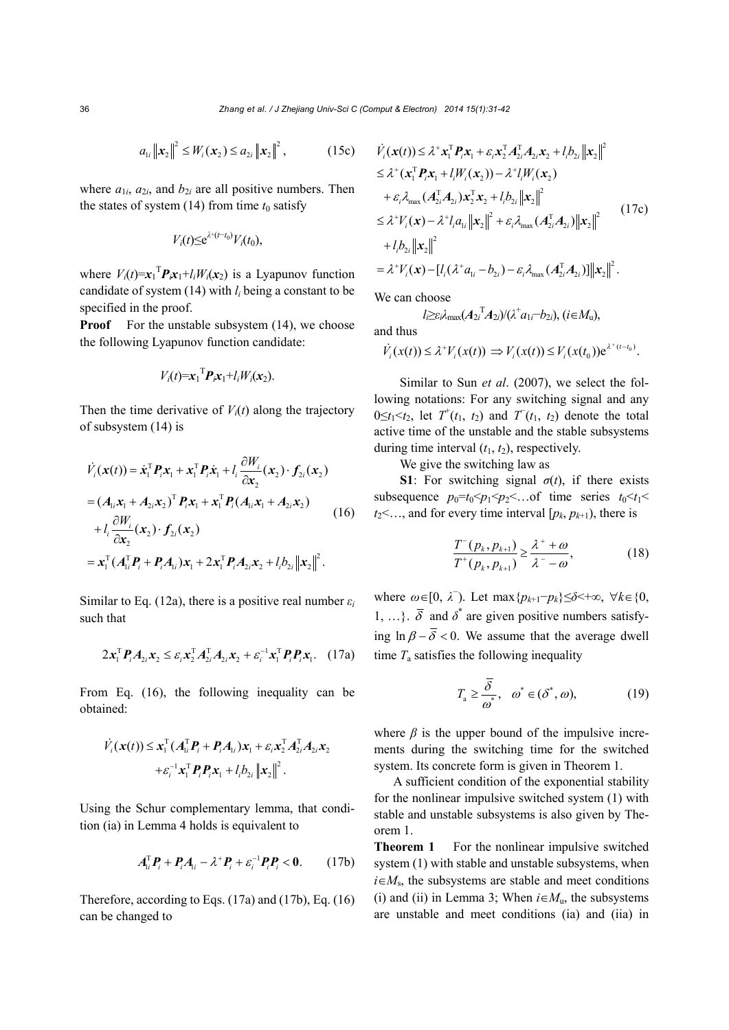$$a_{1i}\left\|\boldsymbol{x}_2\right\|^2 \le W_i(\boldsymbol{x}_2) \le a_{2i}\left\|\boldsymbol{x}_2\right\|^2, \tag{15c}$$

where $a_{1i}$, $a_{2i}$, and $b_{2i}$ are all positive numbers. Then the states of system (14) from time $t_0$ satisfy

$$V_i(t) \le \mathrm{e}^{\lambda^+(t-t_0)} V_i(t_0),$$

where $V_i(t)=\boldsymbol{x}_1^{\mathrm{T}}\boldsymbol{P}_i\boldsymbol{x}_1+l_iW_i(\boldsymbol{x}_2)$ is a Lyapunov function candidate of system (14) with $l_i$ being a constant to be specified in the proof.

**Proof** For the unstable subsystem (14), we choose the following Lyapunov function candidate:

$$V_i(t)=\boldsymbol{x}_1^{\mathrm{T}}\boldsymbol{P}_i\boldsymbol{x}_1+l_iW_i(\boldsymbol{x}_2).$$

Then the time derivative of $V_i(t)$ along the trajectory of subsystem (14) is

$$\begin{aligned}
\dot{V}_i(\boldsymbol{x}(t)) &= \dot{\boldsymbol{x}}_1^{\mathrm{T}}\boldsymbol{P}_i\boldsymbol{x}_1+\boldsymbol{x}_1^{\mathrm{T}}\boldsymbol{P}_i\dot{\boldsymbol{x}}_1+l_i\frac{\partial W_i}{\partial \boldsymbol{x}_2}(\boldsymbol{x}_2)\cdot \boldsymbol{f}_{2i}(\boldsymbol{x}_2)\\
&=(\boldsymbol{A}_{1i}\boldsymbol{x}_1+\boldsymbol{A}_{2i}\boldsymbol{x}_2)^{\mathrm{T}}\boldsymbol{P}_i\boldsymbol{x}_1+\boldsymbol{x}_1^{\mathrm{T}}\boldsymbol{P}_i(\boldsymbol{A}_{1i}\boldsymbol{x}_1+\boldsymbol{A}_{2i}\boldsymbol{x}_2)\\
&\quad +l_i\frac{\partial W_i}{\partial \boldsymbol{x}_2}(\boldsymbol{x}_2)\cdot \boldsymbol{f}_{2i}(\boldsymbol{x}_2)\\
&=\boldsymbol{x}_1^{\mathrm{T}}(\boldsymbol{A}_{1i}^{\mathrm{T}}\boldsymbol{P}_i+\boldsymbol{P}_i\boldsymbol{A}_{1i})\boldsymbol{x}_1+2\boldsymbol{x}_1^{\mathrm{T}}\boldsymbol{P}_i\boldsymbol{A}_{2i}\boldsymbol{x}_2+l_ib_{2i}\left\|\boldsymbol{x}_2\right\|^2.
\end{aligned} \tag{16}$$

Similar to Eq. (12a), there is a positive real number $\varepsilon_i$ such that

$$2\boldsymbol{x}_1^{\mathrm{T}}\boldsymbol{P}_i\boldsymbol{A}_{2i}\boldsymbol{x}_2 \le \varepsilon_i\boldsymbol{x}_2^{\mathrm{T}}\boldsymbol{A}_{2i}^{\mathrm{T}}\boldsymbol{A}_{2i}\boldsymbol{x}_2+\varepsilon_i^{-1}\boldsymbol{x}_1^{\mathrm{T}}\boldsymbol{P}_i\boldsymbol{P}_i\boldsymbol{x}_1. \tag{17a}$$

From Eq. (16), the following inequality can be obtained:

$$\begin{aligned}
\dot{V}_i(\boldsymbol{x}(t)) &\le \boldsymbol{x}_1^{\mathrm{T}}(\boldsymbol{A}_{1i}^{\mathrm{T}}\boldsymbol{P}_i+\boldsymbol{P}_i\boldsymbol{A}_{1i})\boldsymbol{x}_1+\varepsilon_i\boldsymbol{x}_2^{\mathrm{T}}\boldsymbol{A}_{2i}^{\mathrm{T}}\boldsymbol{A}_{2i}\boldsymbol{x}_2\\
&\quad +\varepsilon_i^{-1}\boldsymbol{x}_1^{\mathrm{T}}\boldsymbol{P}_i\boldsymbol{P}_i\boldsymbol{x}_1+l_ib_{2i}\left\|\boldsymbol{x}_2\right\|^2.
\end{aligned}$$

Using the Schur complementary lemma, that condition (ia) in Lemma 4 holds is equivalent to

$$\boldsymbol{A}_{1i}^{\mathrm{T}}\boldsymbol{P}_i+\boldsymbol{P}_i\boldsymbol{A}_{1i}-\lambda^+\boldsymbol{P}_i+\varepsilon_i^{-1}\boldsymbol{P}_i\boldsymbol{P}_i<\boldsymbol{0}. \tag{17b}$$

Therefore, according to Eqs. (17a) and (17b), Eq. (16) can be changed to

$$\begin{aligned}
\dot{V}_i(\boldsymbol{x}(t)) &\le \lambda^+\boldsymbol{x}_1^{\mathrm{T}}\boldsymbol{P}_i\boldsymbol{x}_1+\varepsilon_i\boldsymbol{x}_2^{\mathrm{T}}\boldsymbol{A}_{2i}^{\mathrm{T}}\boldsymbol{A}_{2i}\boldsymbol{x}_2+l_ib_{2i}\left\|\boldsymbol{x}_2\right\|^2\\
&\le \lambda^+(\boldsymbol{x}_1^{\mathrm{T}}\boldsymbol{P}_i\boldsymbol{x}_1+l_iW_i(\boldsymbol{x}_2))-\lambda^+l_iW_i(\boldsymbol{x}_2)\\
&\quad +\varepsilon_i\lambda_{\max}(\boldsymbol{A}_{2i}^{\mathrm{T}}\boldsymbol{A}_{2i})\boldsymbol{x}_2^{\mathrm{T}}\boldsymbol{x}_2+l_ib_{2i}\left\|\boldsymbol{x}_2\right\|^2\\
&\le \lambda^+V_i(\boldsymbol{x})-\lambda^+l_ia_{1i}\left\|\boldsymbol{x}_2\right\|^2+\varepsilon_i\lambda_{\max}(\boldsymbol{A}_{2i}^{\mathrm{T}}\boldsymbol{A}_{2i})\left\|\boldsymbol{x}_2\right\|^2\\
&\quad +l_ib_{2i}\left\|\boldsymbol{x}_2\right\|^2\\
&=\lambda^+V_i(\boldsymbol{x})-[l_i(\lambda^+a_{1i}-b_{2i})-\varepsilon_i\lambda_{\max}(\boldsymbol{A}_{2i}^{\mathrm{T}}\boldsymbol{A}_{2i})]\left\|\boldsymbol{x}_2\right\|^2.
\end{aligned} \tag{17c}$$

We can choose

$$l_i \ge \varepsilon_i\lambda_{\max}(\boldsymbol{A}_{2i}^{\mathrm{T}}\boldsymbol{A}_{2i})/(\lambda^+a_{1i}-b_{2i}),\ (i\in M_{\mathrm{u}}),$$

and thus

$$\dot{V}_i(x(t)) \le \lambda^+V_i(x(t)) \Rightarrow V_i(x(t)) \le V_i(x(t_0))\mathrm{e}^{\lambda^+(t-t_0)}.$$

Similar to Sun *et al*. (2007), we select the following notations: For any switching signal and any $0\le t_1<t_2$, let $T^+(t_1, t_2)$ and $T^-(t_1, t_2)$ denote the total active time of the unstable and the stable subsystems during time interval $(t_1, t_2)$, respectively.

We give the switching law as

**S1**: For switching signal $\sigma(t)$, if there exists subsequence $p_0=t_0<p_1<p_2<\ldots$ of time series $t_0<t_1<t_2<\ldots$, and for every time interval $[p_k, p_{k+1})$, there is

$$\frac{T^-(p_k,p_{k+1})}{T^+(p_k,p_{k+1})} \ge \frac{\lambda^++\omega}{\lambda^--\omega}, \tag{18}$$

where $\omega\in[0, \lambda^-)$. Let $\max\{p_{k+1}-p_k\}\le\delta<+\infty$, $\forall k\in\{0, 1, \ldots\}$. $\bar{\delta}$ and $\delta^*$ are given positive numbers satisfying $\ln\beta-\bar{\delta}<0$. We assume that the average dwell time $T_{\mathrm{a}}$ satisfies the following inequality

$$T_{\mathrm{a}} \ge \frac{\bar{\delta}}{\omega^*},\quad \omega^*\in(\delta^*, \omega), \tag{19}$$

where $\beta$ is the upper bound of the impulsive increments during the switching time for the switched system. Its concrete form is given in Theorem 1.

A sufficient condition of the exponential stability for the nonlinear impulsive switched system (1) with stable and unstable subsystems is also given by Theorem 1.

**Theorem 1** For the nonlinear impulsive switched system (1) with stable and unstable subsystems, when $i\in M_{\mathrm{s}}$, the subsystems are stable and meet conditions (i) and (ii) in Lemma 3; When $i\in M_{\mathrm{u}}$, the subsystems are unstable and meet conditions (ia) and (iia) in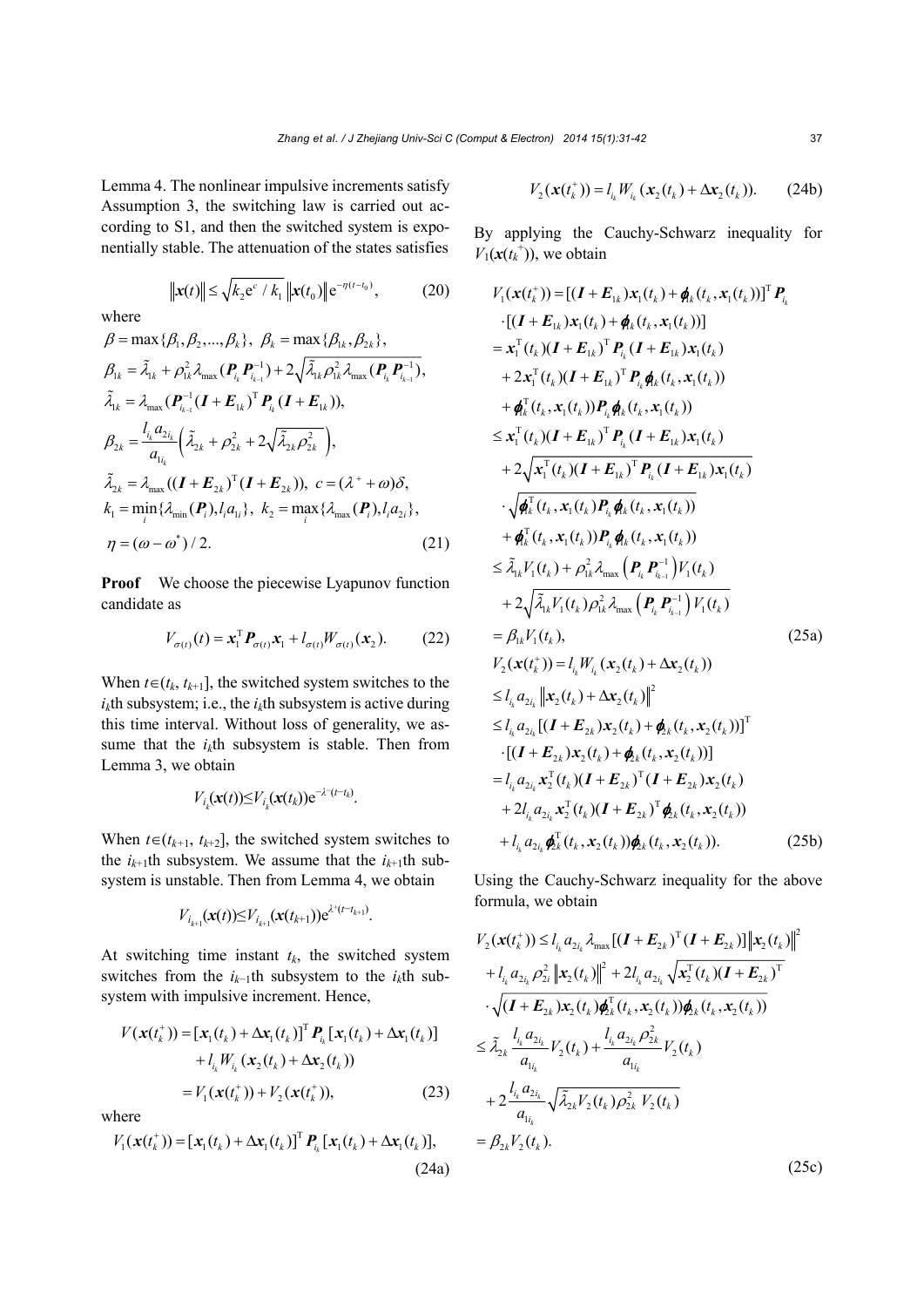Lemma 4. The nonlinear impulsive increments satisfy Assumption 3, the switching law is carried out according to S1, and then the switched system is exponentially stable. The attenuation of the states satisfies

$$\|\boldsymbol{x}(t)\| \le \sqrt{k_2 \mathrm{e}^c / k_1}\, \|\boldsymbol{x}(t_0)\| \mathrm{e}^{-\eta(t-t_0)}, \tag{20}$$

where

$$\begin{aligned}
&\beta = \max\{\beta_1, \beta_2, ..., \beta_k\},\ \beta_k = \max\{\beta_{1k}, \beta_{2k}\},\\
&\beta_{1k} = \tilde{\lambda}_{1k} + \rho_{1k}^2 \lambda_{\max}(\boldsymbol{P}_{i_k}\boldsymbol{P}_{i_{k-1}}^{-1}) + 2\sqrt{\tilde{\lambda}_{1k}\rho_{1k}^2 \lambda_{\max}(\boldsymbol{P}_{i_k}\boldsymbol{P}_{i_{k-1}}^{-1})},\\
&\tilde{\lambda}_{1k} = \lambda_{\max}(\boldsymbol{P}_{i_{k-1}}^{-1}(\boldsymbol{I}+\boldsymbol{E}_{1k})^{\mathrm{T}}\boldsymbol{P}_{i_k}(\boldsymbol{I}+\boldsymbol{E}_{1k})),\\
&\beta_{2k} = \frac{l_{i_k} a_{2i_k}}{a_{1i_k}}\left(\tilde{\lambda}_{2k} + \rho_{2k}^2 + 2\sqrt{\tilde{\lambda}_{2k}\rho_{2k}^2}\right),\\
&\tilde{\lambda}_{2k} = \lambda_{\max}((\boldsymbol{I}+\boldsymbol{E}_{2k})^{\mathrm{T}}(\boldsymbol{I}+\boldsymbol{E}_{2k})),\ c = (\lambda^+ + \omega)\delta,\\
&k_1 = \min_i\{\lambda_{\min}(\boldsymbol{P}_i), l_i a_{1i}\},\ k_2 = \max_i\{\lambda_{\max}(\boldsymbol{P}_i), l_i a_{2i}\},\\
&\eta = (\omega - \omega^*)/2.
\end{aligned} \tag{21}$$

**Proof** We choose the piecewise Lyapunov function candidate as

$$V_{\sigma(t)}(t) = \boldsymbol{x}_1^{\mathrm{T}} \boldsymbol{P}_{\sigma(t)} \boldsymbol{x}_1 + l_{\sigma(t)} W_{\sigma(t)}(\boldsymbol{x}_2). \tag{22}$$

When $t\in(t_k, t_{k+1}]$, the switched system switches to the $i_k$th subsystem; i.e., the $i_k$th subsystem is active during this time interval. Without loss of generality, we assume that the $i_k$th subsystem is stable. Then from Lemma 3, we obtain

$$V_{i_k}(\boldsymbol{x}(t)) \le V_{i_k}(\boldsymbol{x}(t_k))\mathrm{e}^{-\lambda^-(t-t_k)}.$$

When $t\in(t_{k+1}, t_{k+2}]$, the switched system switches to the $i_{k+1}$th subsystem. We assume that the $i_{k+1}$th subsystem is unstable. Then from Lemma 4, we obtain

$$V_{i_{k+1}}(\boldsymbol{x}(t)) \le V_{i_{k+1}}(\boldsymbol{x}(t_{k+1}))\mathrm{e}^{\lambda^+(t-t_{k+1})}.$$

At switching time instant $t_k$, the switched system switches from the $i_{k-1}$th subsystem to the $i_k$th subsystem with impulsive increment. Hence,

$$\begin{aligned}
V(\boldsymbol{x}(t_k^+)) &= [\boldsymbol{x}_1(t_k)+\Delta\boldsymbol{x}_1(t_k)]^{\mathrm{T}}\boldsymbol{P}_{i_k}[\boldsymbol{x}_1(t_k)+\Delta\boldsymbol{x}_1(t_k)]\\
&\quad + l_{i_k}W_{i_k}(\boldsymbol{x}_2(t_k)+\Delta\boldsymbol{x}_2(t_k))\\
&= V_1(\boldsymbol{x}(t_k^+)) + V_2(\boldsymbol{x}(t_k^+)),
\end{aligned} \tag{23}$$

where

$$V_1(\boldsymbol{x}(t_k^+)) = [\boldsymbol{x}_1(t_k)+\Delta\boldsymbol{x}_1(t_k)]^{\mathrm{T}}\boldsymbol{P}_{i_k}[\boldsymbol{x}_1(t_k)+\Delta\boldsymbol{x}_1(t_k)], \tag{24a}$$

$$V_2(\boldsymbol{x}(t_k^+)) = l_{i_k}W_{i_k}(\boldsymbol{x}_2(t_k)+\Delta\boldsymbol{x}_2(t_k)). \tag{24b}$$

By applying the Cauchy-Schwarz inequality for $V_1(\boldsymbol{x}(t_k^+))$, we obtain

$$\begin{aligned}
V_1(\boldsymbol{x}(t_k^+)) &= [(\boldsymbol{I}+\boldsymbol{E}_{1k})\boldsymbol{x}_1(t_k)+\boldsymbol{\phi}_{1k}(t_k,\boldsymbol{x}_1(t_k))]^{\mathrm{T}}\boldsymbol{P}_{i_k}\\
&\quad\cdot[(\boldsymbol{I}+\boldsymbol{E}_{1k})\boldsymbol{x}_1(t_k)+\boldsymbol{\phi}_{1k}(t_k,\boldsymbol{x}_1(t_k))]\\
&= \boldsymbol{x}_1^{\mathrm{T}}(t_k)(\boldsymbol{I}+\boldsymbol{E}_{1k})^{\mathrm{T}}\boldsymbol{P}_{i_k}(\boldsymbol{I}+\boldsymbol{E}_{1k})\boldsymbol{x}_1(t_k)\\
&\quad + 2\boldsymbol{x}_1^{\mathrm{T}}(t_k)(\boldsymbol{I}+\boldsymbol{E}_{1k})^{\mathrm{T}}\boldsymbol{P}_{i_k}\boldsymbol{\phi}_{1k}(t_k,\boldsymbol{x}_1(t_k))\\
&\quad + \boldsymbol{\phi}_{1k}^{\mathrm{T}}(t_k,\boldsymbol{x}_1(t_k))\boldsymbol{P}_{i_k}\boldsymbol{\phi}_{1k}(t_k,\boldsymbol{x}_1(t_k))\\
&\le \boldsymbol{x}_1^{\mathrm{T}}(t_k)(\boldsymbol{I}+\boldsymbol{E}_{1k})^{\mathrm{T}}\boldsymbol{P}_{i_k}(\boldsymbol{I}+\boldsymbol{E}_{1k})\boldsymbol{x}_1(t_k)\\
&\quad + 2\sqrt{\boldsymbol{x}_1^{\mathrm{T}}(t_k)(\boldsymbol{I}+\boldsymbol{E}_{1k})^{\mathrm{T}}\boldsymbol{P}_{i_k}(\boldsymbol{I}+\boldsymbol{E}_{1k})\boldsymbol{x}_1(t_k)}\\
&\quad\cdot\sqrt{\boldsymbol{\phi}_{1k}^{\mathrm{T}}(t_k,\boldsymbol{x}_1(t_k))\boldsymbol{P}_{i_k}\boldsymbol{\phi}_{1k}(t_k,\boldsymbol{x}_1(t_k))}\\
&\quad + \boldsymbol{\phi}_{1k}^{\mathrm{T}}(t_k,\boldsymbol{x}_1(t_k))\boldsymbol{P}_{i_k}\boldsymbol{\phi}_{1k}(t_k,\boldsymbol{x}_1(t_k))\\
&\le \tilde{\lambda}_{1k}V_1(t_k) + \rho_{1k}^2\lambda_{\max}\left(\boldsymbol{P}_{i_k}\boldsymbol{P}_{i_{k-1}}^{-1}\right)V_1(t_k)\\
&\quad + 2\sqrt{\tilde{\lambda}_{1k}V_1(t_k)\rho_{1k}^2\lambda_{\max}\left(\boldsymbol{P}_{i_k}\boldsymbol{P}_{i_{k-1}}^{-1}\right)V_1(t_k)}\\
&= \beta_{1k}V_1(t_k),
\end{aligned} \tag{25a}$$

$$\begin{aligned}
V_2(\boldsymbol{x}(t_k^+)) &= l_{i_k}W_{i_k}(\boldsymbol{x}_2(t_k)+\Delta\boldsymbol{x}_2(t_k))\\
&\le l_{i_k}a_{2i_k}\|\boldsymbol{x}_2(t_k)+\Delta\boldsymbol{x}_2(t_k)\|^2\\
&\le l_{i_k}a_{2i_k}[(\boldsymbol{I}+\boldsymbol{E}_{2k})\boldsymbol{x}_2(t_k)+\boldsymbol{\phi}_{2k}(t_k,\boldsymbol{x}_2(t_k))]^{\mathrm{T}}\\
&\quad\cdot[(\boldsymbol{I}+\boldsymbol{E}_{2k})\boldsymbol{x}_2(t_k)+\boldsymbol{\phi}_{2k}(t_k,\boldsymbol{x}_2(t_k))]\\
&= l_{i_k}a_{2i_k}\boldsymbol{x}_2^{\mathrm{T}}(t_k)(\boldsymbol{I}+\boldsymbol{E}_{2k})^{\mathrm{T}}(\boldsymbol{I}+\boldsymbol{E}_{2k})\boldsymbol{x}_2(t_k)\\
&\quad + 2l_{i_k}a_{2i_k}\boldsymbol{x}_2^{\mathrm{T}}(t_k)(\boldsymbol{I}+\boldsymbol{E}_{2k})^{\mathrm{T}}\boldsymbol{\phi}_{2k}(t_k,\boldsymbol{x}_2(t_k))\\
&\quad + l_{i_k}a_{2i_k}\boldsymbol{\phi}_{2k}^{\mathrm{T}}(t_k,\boldsymbol{x}_2(t_k))\boldsymbol{\phi}_{2k}(t_k,\boldsymbol{x}_2(t_k)).
\end{aligned} \tag{25b}$$

Using the Cauchy-Schwarz inequality for the above formula, we obtain

$$\begin{aligned}
V_2(\boldsymbol{x}(t_k^+)) &\le l_{i_k}a_{2i_k}\lambda_{\max}[(\boldsymbol{I}+\boldsymbol{E}_{2k})^{\mathrm{T}}(\boldsymbol{I}+\boldsymbol{E}_{2k})]\|\boldsymbol{x}_2(t_k)\|^2\\
&\quad + l_{i_k}a_{2i_k}\rho_{2i}^2\|\boldsymbol{x}_2(t_k)\|^2 + 2l_{i_k}a_{2i_k}\sqrt{\boldsymbol{x}_2^{\mathrm{T}}(t_k)(\boldsymbol{I}+\boldsymbol{E}_{2k})^{\mathrm{T}}}\\
&\quad\cdot\sqrt{(\boldsymbol{I}+\boldsymbol{E}_{2k})\boldsymbol{x}_2(t_k)\boldsymbol{\phi}_{2k}^{\mathrm{T}}(t_k,\boldsymbol{x}_2(t_k))\boldsymbol{\phi}_{2k}(t_k,\boldsymbol{x}_2(t_k))}\\
&\le \tilde{\lambda}_{2k}\frac{l_{i_k}a_{2i_k}}{a_{1i_k}}V_2(t_k) + \frac{l_{i_k}a_{2i_k}\rho_{2k}^2}{a_{1i_k}}V_2(t_k)\\
&\quad + 2\frac{l_{i_k}a_{2i_k}}{a_{1i_k}}\sqrt{\tilde{\lambda}_{2k}V_2(t_k)\rho_{2k}^2V_2(t_k)}\\
&= \beta_{2k}V_2(t_k).
\end{aligned} \tag{25c}$$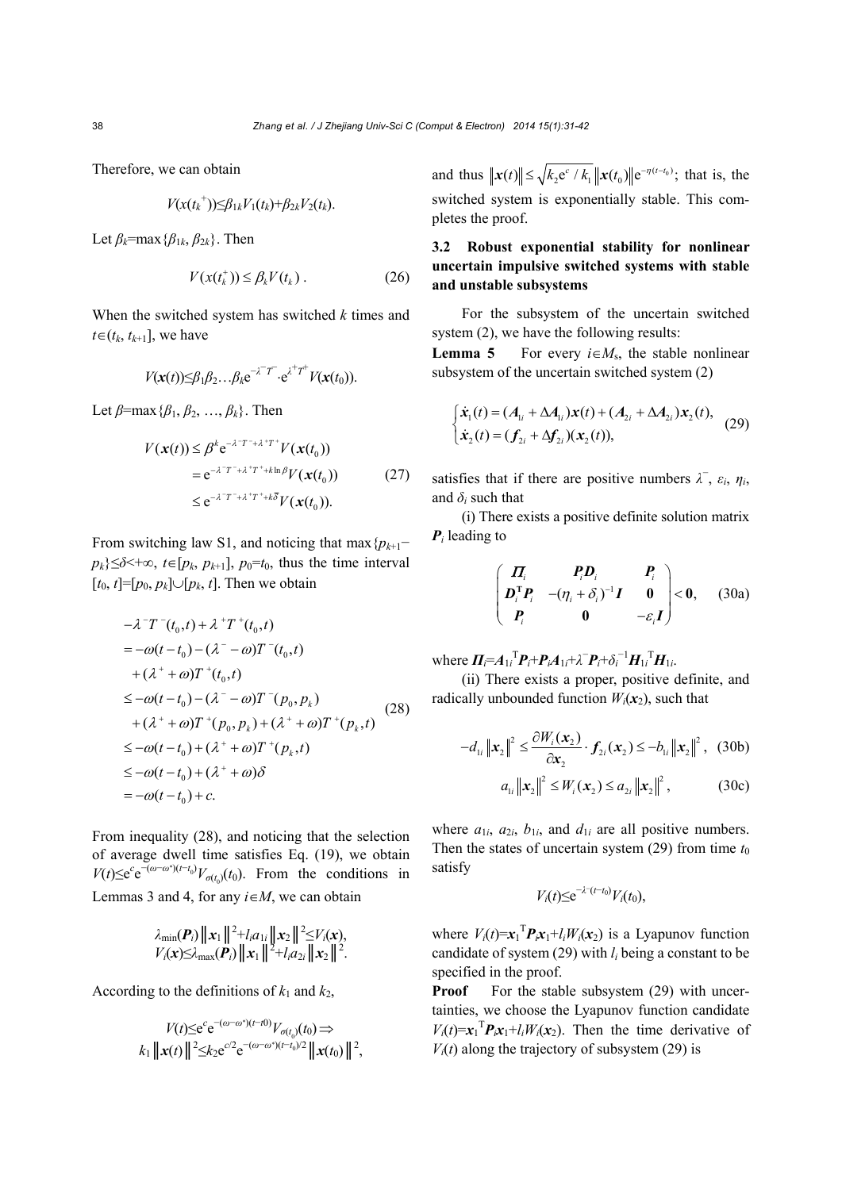Therefore, we can obtain

$$V(x(t_k^+))\le\beta_{1k}V_1(t_k)+\beta_{2k}V_2(t_k).$$

Let $\beta_k=\max\{\beta_{1k}, \beta_{2k}\}$. Then

$$V(x(t_k^+)) \le \beta_k V(t_k)\ . \tag{26}$$

When the switched system has switched $k$ times and $t\in(t_k, t_{k+1}]$, we have

$$V(\boldsymbol{x}(t))\le\beta_1\beta_2\ldots\beta_k \mathrm{e}^{-\lambda^- T^-}\cdot\mathrm{e}^{\lambda^+ T^+}V(\boldsymbol{x}(t_0)).$$

Let $\beta=\max\{\beta_1, \beta_2, \ldots, \beta_k\}$. Then

$$\begin{aligned} V(\boldsymbol{x}(t)) &\le \beta^k \mathrm{e}^{-\lambda^- T^- +\lambda^+ T^+} V(\boldsymbol{x}(t_0)) \\ &= \mathrm{e}^{-\lambda^- T^- +\lambda^+ T^+ + k\ln\beta} V(\boldsymbol{x}(t_0)) \\ &\le \mathrm{e}^{-\lambda^- T^- +\lambda^+ T^+ + k\delta} V(\boldsymbol{x}(t_0)). \end{aligned} \tag{27}$$

From switching law S1, and noticing that $\max\{p_{k+1}-p_k\}\le\delta<+\infty$, $t\in[p_k, p_{k+1}]$, $p_0=t_0$, thus the time interval $[t_0, t]=[p_0, p_k]\cup[p_k, t]$. Then we obtain

$$\begin{aligned} &-\lambda^- T^-(t_0,t)+\lambda^+ T^+(t_0,t) \\ &= -\omega(t-t_0)-(\lambda^- -\omega)T^-(t_0,t) \\ &\quad +(\lambda^+ +\omega)T^+(t_0,t) \\ &\le -\omega(t-t_0)-(\lambda^- -\omega)T^-(p_0,p_k) \\ &\quad +(\lambda^+ +\omega)T^+(p_0,p_k)+(\lambda^+ +\omega)T^+(p_k,t) \\ &\le -\omega(t-t_0)+(\lambda^+ +\omega)T^+(p_k,t) \\ &\le -\omega(t-t_0)+(\lambda^+ +\omega)\delta \\ &= -\omega(t-t_0)+c. \end{aligned} \tag{28}$$

From inequality (28), and noticing that the selection of average dwell time satisfies Eq. (19), we obtain $V(t)\le\mathrm{e}^c\mathrm{e}^{-(\omega-\omega^*)(t-t_0)}V_{\sigma(t_0)}(t_0)$. From the conditions in Lemmas 3 and 4, for any $i\in M$, we can obtain

$$\lambda_{\min}(\boldsymbol{P}_i)\|\boldsymbol{x}_1\|^2+l_i a_{1i}\|\boldsymbol{x}_2\|^2\le V_i(\boldsymbol{x}),$$
$$V_i(\boldsymbol{x})\le\lambda_{\max}(\boldsymbol{P}_i)\|\boldsymbol{x}_1\|^2+l_i a_{2i}\|\boldsymbol{x}_2\|^2.$$

According to the definitions of $k_1$ and $k_2$,

$$V(t)\le\mathrm{e}^c\mathrm{e}^{-(\omega-\omega^*)(t-t0)}V_{\sigma(t_0)}(t_0)\Rightarrow$$
$$k_1\|\boldsymbol{x}(t)\|^2\le k_2\mathrm{e}^{c/2}\mathrm{e}^{-(\omega-\omega^*)(t-t_0)/2}\|\boldsymbol{x}(t_0)\|^2,$$

and thus $\|\boldsymbol{x}(t)\|\le\sqrt{k_2\mathrm{e}^c/k_1}\,\|\boldsymbol{x}(t_0)\|\mathrm{e}^{-\eta(t-t_0)}$; that is, the switched system is exponentially stable. This completes the proof.

### 3.2 Robust exponential stability for nonlinear uncertain impulsive switched systems with stable and unstable subsystems

For the subsystem of the uncertain switched system (2), we have the following results:

**Lemma 5** For every $i\in M_s$, the stable nonlinear subsystem of the uncertain switched system (2)

$$\begin{cases} \dot{\boldsymbol{x}}_1(t)=(\boldsymbol{A}_{1i}+\Delta\boldsymbol{A}_{1i})\boldsymbol{x}(t)+(\boldsymbol{A}_{2i}+\Delta\boldsymbol{A}_{2i})\boldsymbol{x}_2(t), \\ \dot{\boldsymbol{x}}_2(t)=(\boldsymbol{f}_{2i}+\Delta\boldsymbol{f}_{2i})(\boldsymbol{x}_2(t)), \end{cases} \tag{29}$$

satisfies that if there are positive numbers $\lambda^-$, $\varepsilon_i$, $\eta_i$, and $\delta_i$ such that

(i) There exists a positive definite solution matrix $\boldsymbol{P}_i$ leading to

$$\begin{pmatrix} \boldsymbol{\Pi}_i & \boldsymbol{P}_i\boldsymbol{D}_i & \boldsymbol{P}_i \\ \boldsymbol{D}_i^{\mathrm{T}}\boldsymbol{P}_i & -(\eta_i+\delta_i)^{-1}\boldsymbol{I} & \boldsymbol{0} \\ \boldsymbol{P}_i & \boldsymbol{0} & -\varepsilon_i\boldsymbol{I} \end{pmatrix}<\boldsymbol{0}, \tag{30a}$$

where $\boldsymbol{\Pi}_i=\boldsymbol{A}_{1i}^{\mathrm{T}}\boldsymbol{P}_i+\boldsymbol{P}_i\boldsymbol{A}_{1i}+\lambda^-\boldsymbol{P}_i+\delta_i^{-1}\boldsymbol{H}_{1i}^{\mathrm{T}}\boldsymbol{H}_{1i}$.

(ii) There exists a proper, positive definite, and radically unbounded function $W_i(\boldsymbol{x}_2)$, such that

$$-d_{1i}\|\boldsymbol{x}_2\|^2 \le \frac{\partial W_i(\boldsymbol{x}_2)}{\partial\boldsymbol{x}_2}\cdot\boldsymbol{f}_{2i}(\boldsymbol{x}_2)\le -b_{1i}\|\boldsymbol{x}_2\|^2, \tag{30b}$$

$$a_{1i}\|\boldsymbol{x}_2\|^2\le W_i(\boldsymbol{x}_2)\le a_{2i}\|\boldsymbol{x}_2\|^2, \tag{30c}$$

where $a_{1i}$, $a_{2i}$, $b_{1i}$, and $d_{1i}$ are all positive numbers. Then the states of uncertain system (29) from time $t_0$ satisfy

$$V_i(t)\le\mathrm{e}^{-\lambda^-(t-t_0)}V_i(t_0),$$

where $V_i(t)=\boldsymbol{x}_1^{\mathrm{T}}\boldsymbol{P}_i\boldsymbol{x}_1+l_iW_i(\boldsymbol{x}_2)$ is a Lyapunov function candidate of system (29) with $l_i$ being a constant to be specified in the proof.

**Proof** For the stable subsystem (29) with uncertainties, we choose the Lyapunov function candidate $V_i(t)=\boldsymbol{x}_1^{\mathrm{T}}\boldsymbol{P}_i\boldsymbol{x}_1+l_iW_i(\boldsymbol{x}_2)$. Then the time derivative of $V_i(t)$ along the trajectory of subsystem (29) is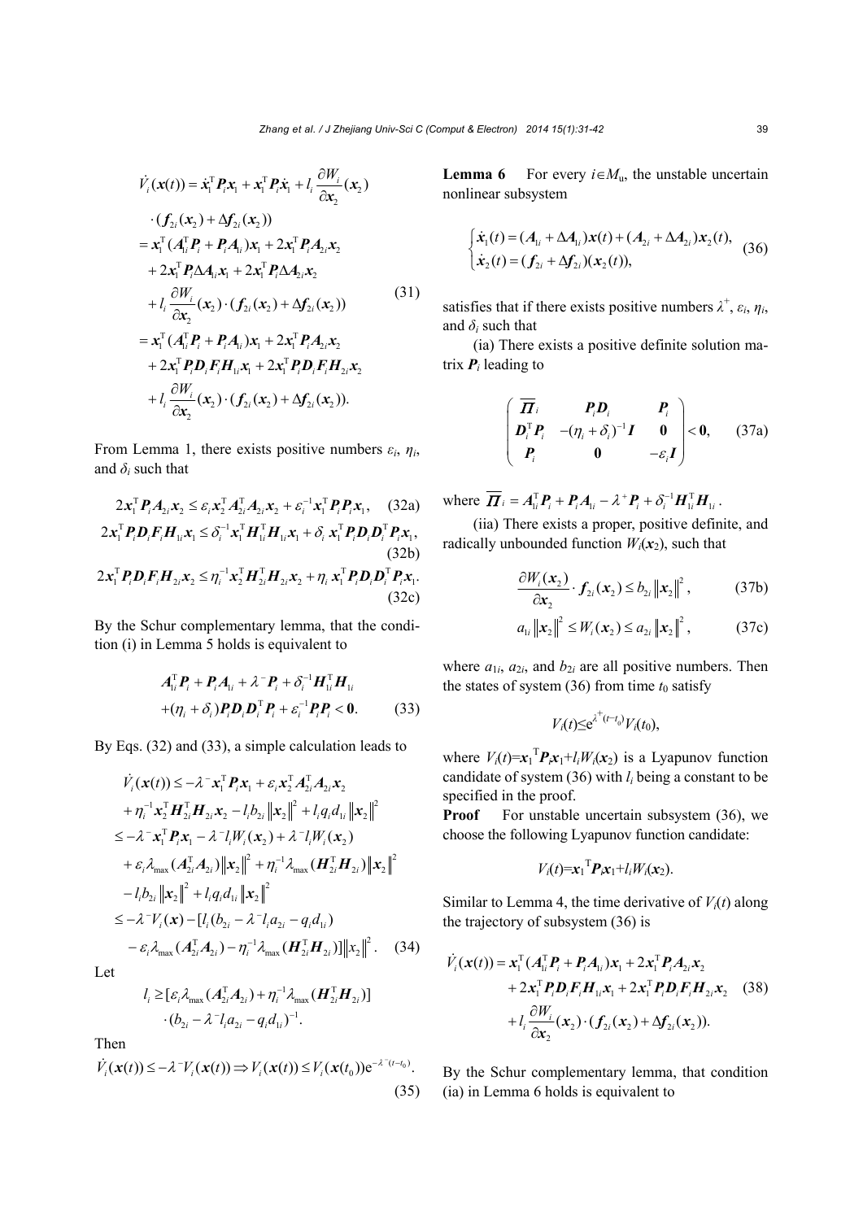$$
\begin{aligned}
\dot{V}_i(\boldsymbol{x}(t)) &= \dot{\boldsymbol{x}}_1^{\mathrm{T}} \boldsymbol{P}_i \boldsymbol{x}_1 + \boldsymbol{x}_1^{\mathrm{T}} \boldsymbol{P}_i \dot{\boldsymbol{x}}_1 + l_i \frac{\partial W_i}{\partial \boldsymbol{x}_2}(\boldsymbol{x}_2) \\
&\quad \cdot (\boldsymbol{f}_{2i}(\boldsymbol{x}_2) + \Delta \boldsymbol{f}_{2i}(\boldsymbol{x}_2)) \\
&= \boldsymbol{x}_1^{\mathrm{T}} (\boldsymbol{A}_{1i}^{\mathrm{T}} \boldsymbol{P}_i + \boldsymbol{P}_i \boldsymbol{A}_{1i}) \boldsymbol{x}_1 + 2\boldsymbol{x}_1^{\mathrm{T}} \boldsymbol{P}_i \boldsymbol{A}_{2i} \boldsymbol{x}_2 \\
&\quad + 2\boldsymbol{x}_1^{\mathrm{T}} \boldsymbol{P}_i \Delta \boldsymbol{A}_{1i} \boldsymbol{x}_1 + 2\boldsymbol{x}_1^{\mathrm{T}} \boldsymbol{P}_i \Delta \boldsymbol{A}_{2i} \boldsymbol{x}_2 \\
&\quad + l_i \frac{\partial W_i}{\partial \boldsymbol{x}_2}(\boldsymbol{x}_2) \cdot (\boldsymbol{f}_{2i}(\boldsymbol{x}_2) + \Delta \boldsymbol{f}_{2i}(\boldsymbol{x}_2)) \\
&= \boldsymbol{x}_1^{\mathrm{T}} (\boldsymbol{A}_{1i}^{\mathrm{T}} \boldsymbol{P}_i + \boldsymbol{P}_i \boldsymbol{A}_{1i}) \boldsymbol{x}_1 + 2\boldsymbol{x}_1^{\mathrm{T}} \boldsymbol{P}_i \boldsymbol{A}_{2i} \boldsymbol{x}_2 \\
&\quad + 2\boldsymbol{x}_1^{\mathrm{T}} \boldsymbol{P}_i \boldsymbol{D}_i \boldsymbol{F}_i \boldsymbol{H}_{1i} \boldsymbol{x}_1 + 2\boldsymbol{x}_1^{\mathrm{T}} \boldsymbol{P}_i \boldsymbol{D}_i \boldsymbol{F}_i \boldsymbol{H}_{2i} \boldsymbol{x}_2 \\
&\quad + l_i \frac{\partial W_i}{\partial \boldsymbol{x}_2}(\boldsymbol{x}_2) \cdot (\boldsymbol{f}_{2i}(\boldsymbol{x}_2) + \Delta \boldsymbol{f}_{2i}(\boldsymbol{x}_2)).
\end{aligned}
\tag{31}
$$

From Lemma 1, there exists positive numbers $\varepsilon_i$, $\eta_i$, and $\delta_i$ such that

$$
2\boldsymbol{x}_1^{\mathrm{T}} \boldsymbol{P}_i \boldsymbol{A}_{2i} \boldsymbol{x}_2 \le \varepsilon_i \boldsymbol{x}_2^{\mathrm{T}} \boldsymbol{A}_{2i}^{\mathrm{T}} \boldsymbol{A}_{2i} \boldsymbol{x}_2 + \varepsilon_i^{-1} \boldsymbol{x}_1^{\mathrm{T}} \boldsymbol{P}_i \boldsymbol{P}_i \boldsymbol{x}_1, \tag{32a}
$$

$$
2\boldsymbol{x}_1^{\mathrm{T}} \boldsymbol{P}_i \boldsymbol{D}_i \boldsymbol{F}_i \boldsymbol{H}_{1i} \boldsymbol{x}_1 \le \delta_i^{-1} \boldsymbol{x}_1^{\mathrm{T}} \boldsymbol{H}_{1i}^{\mathrm{T}} \boldsymbol{H}_{1i} \boldsymbol{x}_1 + \delta_i \boldsymbol{x}_1^{\mathrm{T}} \boldsymbol{P}_i \boldsymbol{D}_i \boldsymbol{D}_i^{\mathrm{T}} \boldsymbol{P}_i \boldsymbol{x}_1, \tag{32b}
$$

$$
2\boldsymbol{x}_1^{\mathrm{T}} \boldsymbol{P}_i \boldsymbol{D}_i \boldsymbol{F}_i \boldsymbol{H}_{2i} \boldsymbol{x}_2 \le \eta_i^{-1} \boldsymbol{x}_2^{\mathrm{T}} \boldsymbol{H}_{2i}^{\mathrm{T}} \boldsymbol{H}_{2i} \boldsymbol{x}_2 + \eta_i \boldsymbol{x}_1^{\mathrm{T}} \boldsymbol{P}_i \boldsymbol{D}_i \boldsymbol{D}_i^{\mathrm{T}} \boldsymbol{P}_i \boldsymbol{x}_1. \tag{32c}
$$

By the Schur complementary lemma, that the condition (i) in Lemma 5 holds is equivalent to

$$
\begin{aligned}
&\boldsymbol{A}_{1i}^{\mathrm{T}} \boldsymbol{P}_i + \boldsymbol{P}_i \boldsymbol{A}_{1i} + \lambda^{-} \boldsymbol{P}_i + \delta_i^{-1} \boldsymbol{H}_{1i}^{\mathrm{T}} \boldsymbol{H}_{1i} \\
&+ (\eta_i + \delta_i) \boldsymbol{P}_i \boldsymbol{D}_i \boldsymbol{D}_i^{\mathrm{T}} \boldsymbol{P}_i + \varepsilon_i^{-1} \boldsymbol{P}_i \boldsymbol{P}_i < \boldsymbol{0}.
\end{aligned}
\tag{33}
$$

By Eqs. (32) and (33), a simple calculation leads to

$$
\begin{aligned}
\dot{V}_i(\boldsymbol{x}(t)) &\le -\lambda^{-} \boldsymbol{x}_1^{\mathrm{T}} \boldsymbol{P}_i \boldsymbol{x}_1 + \varepsilon_i \boldsymbol{x}_2^{\mathrm{T}} \boldsymbol{A}_{2i}^{\mathrm{T}} \boldsymbol{A}_{2i} \boldsymbol{x}_2 \\
&\quad + \eta_i^{-1} \boldsymbol{x}_2^{\mathrm{T}} \boldsymbol{H}_{2i}^{\mathrm{T}} \boldsymbol{H}_{2i} \boldsymbol{x}_2 - l_i b_{2i} \|\boldsymbol{x}_2\|^2 + l_i q_i d_{1i} \|\boldsymbol{x}_2\|^2 \\
&\le -\lambda^{-} \boldsymbol{x}_1^{\mathrm{T}} \boldsymbol{P}_i \boldsymbol{x}_1 - \lambda^{-} l_i W_i(\boldsymbol{x}_2) + \lambda^{-} l_i W_i(\boldsymbol{x}_2) \\
&\quad + \varepsilon_i \lambda_{\max}(\boldsymbol{A}_{2i}^{\mathrm{T}} \boldsymbol{A}_{2i}) \|\boldsymbol{x}_2\|^2 + \eta_i^{-1} \lambda_{\max}(\boldsymbol{H}_{2i}^{\mathrm{T}} \boldsymbol{H}_{2i}) \|\boldsymbol{x}_2\|^2 \\
&\quad - l_i b_{2i} \|\boldsymbol{x}_2\|^2 + l_i q_i d_{1i} \|\boldsymbol{x}_2\|^2 \\
&\le -\lambda^{-} V_i(\boldsymbol{x}) - [l_i (b_{2i} - \lambda^{-} l_i a_{2i} - q_i d_{1i}) \\
&\quad - \varepsilon_i \lambda_{\max}(\boldsymbol{A}_{2i}^{\mathrm{T}} \boldsymbol{A}_{2i}) - \eta_i^{-1} \lambda_{\max}(\boldsymbol{H}_{2i}^{\mathrm{T}} \boldsymbol{H}_{2i})] \|\boldsymbol{x}_2\|^2.
\end{aligned}
\tag{34}
$$

Let

$$
\begin{aligned}
l_i &\ge [\varepsilon_i \lambda_{\max}(\boldsymbol{A}_{2i}^{\mathrm{T}} \boldsymbol{A}_{2i}) + \eta_i^{-1} \lambda_{\max}(\boldsymbol{H}_{2i}^{\mathrm{T}} \boldsymbol{H}_{2i})] \\
&\quad \cdot (b_{2i} - \lambda^{-} l_i a_{2i} - q_i d_{1i})^{-1}.
\end{aligned}
$$

Then

$$
\dot{V}_i(\boldsymbol{x}(t)) \le -\lambda^{-} V_i(\boldsymbol{x}(t)) \Rightarrow V_i(\boldsymbol{x}(t)) \le V_i(\boldsymbol{x}(t_0)) \mathrm{e}^{-\lambda^{-}(t-t_0)}. \tag{35}
$$

**Lemma 6** For every $i \in M_{\mathrm{u}}$, the unstable uncertain nonlinear subsystem

$$
\begin{cases}
\dot{\boldsymbol{x}}_1(t) = (\boldsymbol{A}_{1i} + \Delta \boldsymbol{A}_{1i}) \boldsymbol{x}(t) + (\boldsymbol{A}_{2i} + \Delta \boldsymbol{A}_{2i}) \boldsymbol{x}_2(t), \\
\dot{\boldsymbol{x}}_2(t) = (\boldsymbol{f}_{2i} + \Delta \boldsymbol{f}_{2i})(\boldsymbol{x}_2(t)),
\end{cases}
\tag{36}
$$

satisfies that if there exists positive numbers $\lambda^{+}$, $\varepsilon_i$, $\eta_i$, and $\delta_i$ such that

(ia) There exists a positive definite solution matrix $\boldsymbol{P}_i$ leading to

$$
\begin{pmatrix}
\overline{\boldsymbol{\Pi}}_i & \boldsymbol{P}_i \boldsymbol{D}_i & \boldsymbol{P}_i \\
\boldsymbol{D}_i^{\mathrm{T}} \boldsymbol{P}_i & -(\eta_i + \delta_i)^{-1} \boldsymbol{I} & \boldsymbol{0} \\
\boldsymbol{P}_i & \boldsymbol{0} & -\varepsilon_i \boldsymbol{I}
\end{pmatrix} < \boldsymbol{0},
\tag{37a}
$$

where $\overline{\boldsymbol{\Pi}}_i = \boldsymbol{A}_{1i}^{\mathrm{T}} \boldsymbol{P}_i + \boldsymbol{P}_i \boldsymbol{A}_{1i} - \lambda^{+} \boldsymbol{P}_i + \delta_i^{-1} \boldsymbol{H}_{1i}^{\mathrm{T}} \boldsymbol{H}_{1i}$.

(iia) There exists a proper, positive definite, and radically unbounded function $W_i(\boldsymbol{x}_2)$, such that

$$
\frac{\partial W_i(\boldsymbol{x}_2)}{\partial \boldsymbol{x}_2} \cdot \boldsymbol{f}_{2i}(\boldsymbol{x}_2) \le b_{2i} \|\boldsymbol{x}_2\|^2, \tag{37b}
$$

$$
a_{1i} \|\boldsymbol{x}_2\|^2 \le W_i(\boldsymbol{x}_2) \le a_{2i} \|\boldsymbol{x}_2\|^2, \tag{37c}
$$

where $a_{1i}$, $a_{2i}$, and $b_{2i}$ are all positive numbers. Then the states of system (36) from time $t_0$ satisfy

$$
V_i(t) \le \mathrm{e}^{\lambda^{+}(t-t_0)} V_i(t_0),
$$

where $V_i(t) = \boldsymbol{x}_1^{\mathrm{T}} \boldsymbol{P}_i \boldsymbol{x}_1 + l_i W_i(\boldsymbol{x}_2)$ is a Lyapunov function candidate of system (36) with $l_i$ being a constant to be specified in the proof.

**Proof** For unstable uncertain subsystem (36), we choose the following Lyapunov function candidate:

$$
V_i(t) = \boldsymbol{x}_1^{\mathrm{T}} \boldsymbol{P}_i \boldsymbol{x}_1 + l_i W_i(\boldsymbol{x}_2).
$$

Similar to Lemma 4, the time derivative of $V_i(t)$ along the trajectory of subsystem (36) is

$$
\begin{aligned}
\dot{V}_i(\boldsymbol{x}(t)) &= \boldsymbol{x}_1^{\mathrm{T}} (\boldsymbol{A}_{1i}^{\mathrm{T}} \boldsymbol{P}_i + \boldsymbol{P}_i \boldsymbol{A}_{1i}) \boldsymbol{x}_1 + 2\boldsymbol{x}_1^{\mathrm{T}} \boldsymbol{P}_i \boldsymbol{A}_{2i} \boldsymbol{x}_2 \\
&\quad + 2\boldsymbol{x}_1^{\mathrm{T}} \boldsymbol{P}_i \boldsymbol{D}_i \boldsymbol{F}_i \boldsymbol{H}_{1i} \boldsymbol{x}_1 + 2\boldsymbol{x}_1^{\mathrm{T}} \boldsymbol{P}_i \boldsymbol{D}_i \boldsymbol{F}_i \boldsymbol{H}_{2i} \boldsymbol{x}_2 \\
&\quad + l_i \frac{\partial W_i}{\partial \boldsymbol{x}_2}(\boldsymbol{x}_2) \cdot (\boldsymbol{f}_{2i}(\boldsymbol{x}_2) + \Delta \boldsymbol{f}_{2i}(\boldsymbol{x}_2)).
\end{aligned}
\tag{38}
$$

By the Schur complementary lemma, that condition (ia) in Lemma 6 holds is equivalent to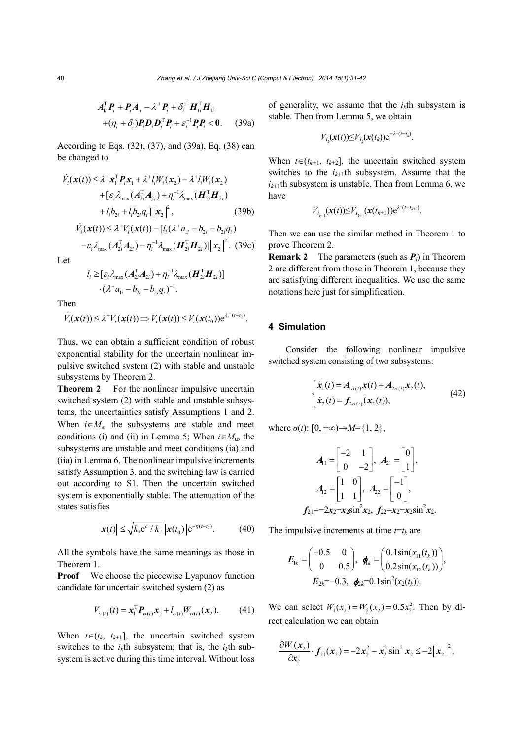$$\boldsymbol{A}_{1i}^{\mathrm{T}}\boldsymbol{P}_i+\boldsymbol{P}_i\boldsymbol{A}_{1i}-\lambda^{+}\boldsymbol{P}_i+\delta_i^{-1}\boldsymbol{H}_{1i}^{\mathrm{T}}\boldsymbol{H}_{1i}$$
$$+(\eta_i+\delta_i)\boldsymbol{P}_i\boldsymbol{D}_i\boldsymbol{D}_i^{\mathrm{T}}\boldsymbol{P}_i+\varepsilon_i^{-1}\boldsymbol{P}_i\boldsymbol{P}_i<\boldsymbol{0}. \quad (39a)$$

According to Eqs. (32), (37), and (39a), Eq. (38) can be changed to

$$\begin{aligned}\dot{V}_i(\boldsymbol{x}(t))\le{}&\lambda^{+}\boldsymbol{x}_1^{\mathrm{T}}\boldsymbol{P}_i\boldsymbol{x}_1+\lambda^{+}l_iW_i(\boldsymbol{x}_2)-\lambda^{+}l_iW_i(\boldsymbol{x}_2)\\&+[\varepsilon_i\lambda_{\max}(\boldsymbol{A}_{2i}^{\mathrm{T}}\boldsymbol{A}_{2i})+\eta_i^{-1}\lambda_{\max}(\boldsymbol{H}_{2i}^{\mathrm{T}}\boldsymbol{H}_{2i})\\&+l_ib_{2i}+l_ib_{2i}q_i]\|\boldsymbol{x}_2\|^2, \quad (39b)\end{aligned}$$

$$\begin{aligned}\dot{V}_i(\boldsymbol{x}(t))\le{}&\lambda^{+}V_i(\boldsymbol{x}(t))-[l_i(\lambda^{+}a_{1i}-b_{2i}-b_{2i}q_i)\\&-\varepsilon_i\lambda_{\max}(\boldsymbol{A}_{2i}^{\mathrm{T}}\boldsymbol{A}_{2i})-\eta_i^{-1}\lambda_{\max}(\boldsymbol{H}_{2i}^{\mathrm{T}}\boldsymbol{H}_{2i})]\|x_2\|^2. \quad (39c)\end{aligned}$$

Let

$$l_i\ge[\varepsilon_i\lambda_{\max}(\boldsymbol{A}_{2i}^{\mathrm{T}}\boldsymbol{A}_{2i})+\eta_i^{-1}\lambda_{\max}(\boldsymbol{H}_{2i}^{\mathrm{T}}\boldsymbol{H}_{2i})]\cdot(\lambda^{+}a_{1i}-b_{2i}-b_{2i}q_i)^{-1}.$$

Then

$$\dot{V}_i(\boldsymbol{x}(t))\le\lambda^{+}V_i(\boldsymbol{x}(t))\Rightarrow V_i(\boldsymbol{x}(t))\le V_i(\boldsymbol{x}(t_0))\mathrm{e}^{\lambda^{+}(t-t_0)}.$$

Thus, we can obtain a sufficient condition of robust exponential stability for the uncertain nonlinear impulsive switched system (2) with stable and unstable subsystems by Theorem 2.

**Theorem 2** For the nonlinear impulsive uncertain switched system (2) with stable and unstable subsystems, the uncertainties satisfy Assumptions 1 and 2. When $i\in M_{\mathrm{s}}$, the subsystems are stable and meet conditions (i) and (ii) in Lemma 5; When $i\in M_{\mathrm{u}}$, the subsystems are unstable and meet conditions (ia) and (iia) in Lemma 6. The nonlinear impulsive increments satisfy Assumption 3, and the switching law is carried out according to S1. Then the uncertain switched system is exponentially stable. The attenuation of the states satisfies

$$\|\boldsymbol{x}(t)\|\le\sqrt{k_2\mathrm{e}^{c}/k_1}\,\|\boldsymbol{x}(t_0)\|\mathrm{e}^{-\eta(t-t_0)}. \quad (40)$$

All the symbols have the same meanings as those in Theorem 1.

**Proof** We choose the piecewise Lyapunov function candidate for uncertain switched system (2) as

$$V_{\sigma(t)}(t)=\boldsymbol{x}_1^{\mathrm{T}}\boldsymbol{P}_{\sigma(t)}\boldsymbol{x}_1+l_{\sigma(t)}W_{\sigma(t)}(\boldsymbol{x}_2). \quad (41)$$

When $t\in(t_k, t_{k+1}]$, the uncertain switched system switches to the $i_k$th subsystem; that is, the $i_k$th subsystem is active during this time interval. Without loss of generality, we assume that the $i_k$th subsystem is stable. Then from Lemma 5, we obtain

$$V_{i_k}(\boldsymbol{x}(t))\le V_{i_k}(\boldsymbol{x}(t_k))\mathrm{e}^{-\lambda^{-}(t-t_k)}.$$

When $t\in(t_{k+1}, t_{k+2}]$, the uncertain switched system switches to the $i_{k+1}$th subsystem. Assume that the $i_{k+1}$th subsystem is unstable. Then from Lemma 6, we have

$$V_{i_{k+1}}(\boldsymbol{x}(t))\le V_{i_{k+1}}(\boldsymbol{x}(t_{k+1}))\mathrm{e}^{\lambda^{+}(t-t_{k+1})}.$$

Then we can use the similar method in Theorem 1 to prove Theorem 2.

**Remark 2** The parameters (such as $\boldsymbol{P}_i$) in Theorem 2 are different from those in Theorem 1, because they are satisfying different inequalities. We use the same notations here just for simplification.

## 4 Simulation

Consider the following nonlinear impulsive switched system consisting of two subsystems:

$$\begin{cases}\dot{\boldsymbol{x}}_1(t)=\boldsymbol{A}_{1\sigma(t)}\boldsymbol{x}(t)+\boldsymbol{A}_{2\sigma(t)}\boldsymbol{x}_2(t),\\ \dot{\boldsymbol{x}}_2(t)=\boldsymbol{f}_{2\sigma(t)}(\boldsymbol{x}_2(t)),\end{cases} \quad (42)$$

where $\sigma(t)$: $[0, +\infty)\rightarrow M=\{1, 2\}$,

$$\boldsymbol{A}_{11}=\begin{bmatrix}-2&1\\0&-2\end{bmatrix},\ \boldsymbol{A}_{21}=\begin{bmatrix}0\\1\end{bmatrix},$$
$$\boldsymbol{A}_{12}=\begin{bmatrix}1&0\\1&1\end{bmatrix},\ \boldsymbol{A}_{22}=\begin{bmatrix}-1\\0\end{bmatrix},$$
$$\boldsymbol{f}_{21}=-2\boldsymbol{x}_2-\boldsymbol{x}_2\sin^2\boldsymbol{x}_2,\ \boldsymbol{f}_{22}=\boldsymbol{x}_2-\boldsymbol{x}_2\sin^2\boldsymbol{x}_2.$$

The impulsive increments at time $t=t_k$ are

$$\boldsymbol{E}_{1k}=\begin{pmatrix}-0.5&0\\0&0.5\end{pmatrix},\ \boldsymbol{\phi}_{1k}=\begin{pmatrix}0.1\sin(x_{11}(t_k))\\0.2\sin(x_{12}(t_k))\end{pmatrix},$$
$$\boldsymbol{E}_{2k}=-0.3,\ \boldsymbol{\phi}_{2k}=0.1\sin^2(x_2(t_k)).$$

We can select $W_1(x_2)=W_2(x_2)=0.5x_2^2$. Then by direct calculation we can obtain

$$\frac{\partial W_1(\boldsymbol{x}_2)}{\partial\boldsymbol{x}_2}\cdot\boldsymbol{f}_{21}(\boldsymbol{x}_2)=-2\boldsymbol{x}_2^2-\boldsymbol{x}_2^2\sin^2\boldsymbol{x}_2\le-2\|\boldsymbol{x}_2\|^2,$$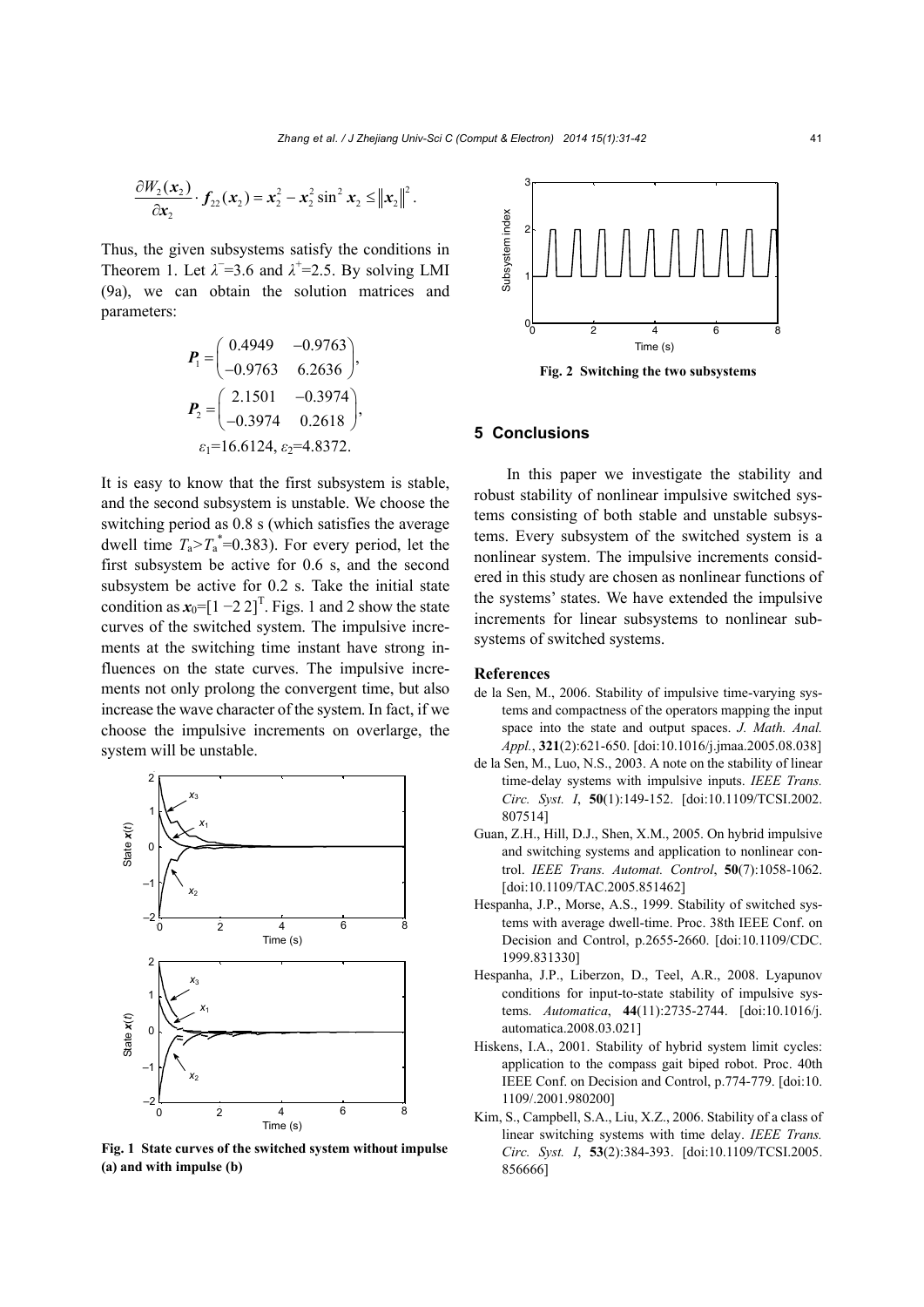$$\frac{\partial W_2(\boldsymbol{x}_2)}{\partial \boldsymbol{x}_2} \cdot \boldsymbol{f}_{22}(\boldsymbol{x}_2) = \boldsymbol{x}_2^2 - \boldsymbol{x}_2^2 \sin^2 \boldsymbol{x}_2 \leq \|\boldsymbol{x}_2\|^2 .$$

Thus, the given subsystems satisfy the conditions in Theorem 1. Let $\lambda^-=3.6$ and $\lambda^+=2.5$. By solving LMI (9a), we can obtain the solution matrices and parameters:

$$\boldsymbol{P}_1 = \begin{pmatrix} 0.4949 & -0.9763 \\ -0.9763 & 6.2636 \end{pmatrix},$$

$$\boldsymbol{P}_2 = \begin{pmatrix} 2.1501 & -0.3974 \\ -0.3974 & 0.2618 \end{pmatrix},$$

$$\varepsilon_1=16.6124, \varepsilon_2=4.8372.$$

It is easy to know that the first subsystem is stable, and the second subsystem is unstable. We choose the switching period as 0.8 s (which satisfies the average dwell time $T_a > T_a^*=0.383$). For every period, let the first subsystem be active for 0.6 s, and the second subsystem be active for 0.2 s. Take the initial state condition as $\boldsymbol{x}_0=[1\ -2\ 2]^{\mathrm{T}}$. Figs. 1 and 2 show the state curves of the switched system. The impulsive increments at the switching time instant have strong influences on the state curves. The impulsive increments not only prolong the convergent time, but also increase the wave character of the system. In fact, if we choose the impulsive increments on overlarge, the system will be unstable.

**Fig. 1 State curves of the switched system without impulse (a) and with impulse (b)**

**Fig. 2 Switching the two subsystems**

## 5 Conclusions

In this paper we investigate the stability and robust stability of nonlinear impulsive switched systems consisting of both stable and unstable subsystems. Every subsystem of the switched system is a nonlinear system. The impulsive increments considered in this study are chosen as nonlinear functions of the systems' states. We have extended the impulsive increments for linear subsystems to nonlinear subsystems of switched systems.

## References

de la Sen, M., 2006. Stability of impulsive time-varying systems and compactness of the operators mapping the input space into the state and output spaces. *J. Math. Anal. Appl.*, **321**(2):621-650. [doi:10.1016/j.jmaa.2005.08.038]

de la Sen, M., Luo, N.S., 2003. A note on the stability of linear time-delay systems with impulsive inputs. *IEEE Trans. Circ. Syst. I*, **50**(1):149-152. [doi:10.1109/TCSI.2002.807514]

Guan, Z.H., Hill, D.J., Shen, X.M., 2005. On hybrid impulsive and switching systems and application to nonlinear control. *IEEE Trans. Automat. Control*, **50**(7):1058-1062. [doi:10.1109/TAC.2005.851462]

Hespanha, J.P., Morse, A.S., 1999. Stability of switched systems with average dwell-time. Proc. 38th IEEE Conf. on Decision and Control, p.2655-2660. [doi:10.1109/CDC.1999.831330]

Hespanha, J.P., Liberzon, D., Teel, A.R., 2008. Lyapunov conditions for input-to-state stability of impulsive systems. *Automatica*, **44**(11):2735-2744. [doi:10.1016/j.automatica.2008.03.021]

Hiskens, I.A., 2001. Stability of hybrid system limit cycles: application to the compass gait biped robot. Proc. 40th IEEE Conf. on Decision and Control, p.774-779. [doi:10.1109/.2001.980200]

Kim, S., Campbell, S.A., Liu, X.Z., 2006. Stability of a class of linear switching systems with time delay. *IEEE Trans. Circ. Syst. I*, **53**(2):384-393. [doi:10.1109/TCSI.2005.856666]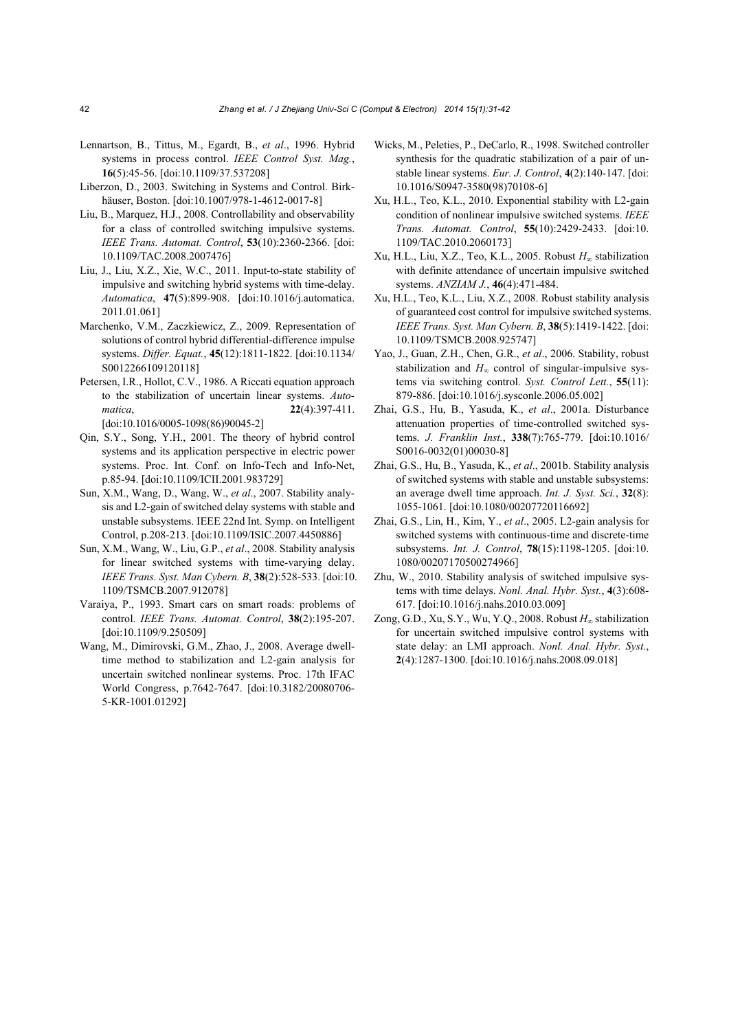Lennartson, B., Tittus, M., Egardt, B., *et al*., 1996. Hybrid systems in process control. *IEEE Control Syst. Mag.*, **16**(5):45-56. [doi:10.1109/37.537208]

Liberzon, D., 2003. Switching in Systems and Control. Birkhäuser, Boston. [doi:10.1007/978-1-4612-0017-8]

Liu, B., Marquez, H.J., 2008. Controllability and observability for a class of controlled switching impulsive systems. *IEEE Trans. Automat. Control*, **53**(10):2360-2366. [doi:10.1109/TAC.2008.2007476]

Liu, J., Liu, X.Z., Xie, W.C., 2011. Input-to-state stability of impulsive and switching hybrid systems with time-delay. *Automatica*, **47**(5):899-908. [doi:10.1016/j.automatica.2011.01.061]

Marchenko, V.M., Zaczkiewicz, Z., 2009. Representation of solutions of control hybrid differential-difference impulse systems. *Differ. Equat.*, **45**(12):1811-1822. [doi:10.1134/S0012266109120118]

Petersen, I.R., Hollot, C.V., 1986. A Riccati equation approach to the stabilization of uncertain linear systems. *Automatica*, **22**(4):397-411. [doi:10.1016/0005-1098(86)90045-2]

Qin, S.Y., Song, Y.H., 2001. The theory of hybrid control systems and its application perspective in electric power systems. Proc. Int. Conf. on Info-Tech and Info-Net, p.85-94. [doi:10.1109/ICII.2001.983729]

Sun, X.M., Wang, D., Wang, W., *et al*., 2007. Stability analysis and L2-gain of switched delay systems with stable and unstable subsystems. IEEE 22nd Int. Symp. on Intelligent Control, p.208-213. [doi:10.1109/ISIC.2007.4450886]

Sun, X.M., Wang, W., Liu, G.P., *et al*., 2008. Stability analysis for linear switched systems with time-varying delay. *IEEE Trans. Syst. Man Cybern. B*, **38**(2):528-533. [doi:10.1109/TSMCB.2007.912078]

Varaiya, P., 1993. Smart cars on smart roads: problems of control. *IEEE Trans. Automat. Control*, **38**(2):195-207. [doi:10.1109/9.250509]

Wang, M., Dimirovski, G.M., Zhao, J., 2008. Average dwell-time method to stabilization and L2-gain analysis for uncertain switched nonlinear systems. Proc. 17th IFAC World Congress, p.7642-7647. [doi:10.3182/20080706-5-KR-1001.01292]

Wicks, M., Peleties, P., DeCarlo, R., 1998. Switched controller synthesis for the quadratic stabilization of a pair of unstable linear systems. *Eur. J. Control*, **4**(2):140-147. [doi:10.1016/S0947-3580(98)70108-6]

Xu, H.L., Teo, K.L., 2010. Exponential stability with L2-gain condition of nonlinear impulsive switched systems. *IEEE Trans. Automat. Control*, **55**(10):2429-2433. [doi:10.1109/TAC.2010.2060173]

Xu, H.L., Liu, X.Z., Teo, K.L., 2005. Robust $H_\infty$ stabilization with definite attendance of uncertain impulsive switched systems. *ANZIAM J.*, **46**(4):471-484.

Xu, H.L., Teo, K.L., Liu, X.Z., 2008. Robust stability analysis of guaranteed cost control for impulsive switched systems. *IEEE Trans. Syst. Man Cybern. B*, **38**(5):1419-1422. [doi:10.1109/TSMCB.2008.925747]

Yao, J., Guan, Z.H., Chen, G.R., *et al*., 2006. Stability, robust stabilization and $H_\infty$ control of singular-impulsive systems via switching control. *Syst. Control Lett.*, **55**(11):879-886. [doi:10.1016/j.sysconle.2006.05.002]

Zhai, G.S., Hu, B., Yasuda, K., *et al*., 2001a. Disturbance attenuation properties of time-controlled switched systems. *J. Franklin Inst.*, **338**(7):765-779. [doi:10.1016/S0016-0032(01)00030-8]

Zhai, G.S., Hu, B., Yasuda, K., *et al*., 2001b. Stability analysis of switched systems with stable and unstable subsystems: an average dwell time approach. *Int. J. Syst. Sci.*, **32**(8):1055-1061. [doi:10.1080/00207720116692]

Zhai, G.S., Lin, H., Kim, Y., *et al*., 2005. L2-gain analysis for switched systems with continuous-time and discrete-time subsystems. *Int. J. Control*, **78**(15):1198-1205. [doi:10.1080/00207170500274966]

Zhu, W., 2010. Stability analysis of switched impulsive systems with time delays. *Nonl. Anal. Hybr. Syst.*, **4**(3):608-617. [doi:10.1016/j.nahs.2010.03.009]

Zong, G.D., Xu, S.Y., Wu, Y.Q., 2008. Robust $H_\infty$ stabilization for uncertain switched impulsive control systems with state delay: an LMI approach. *Nonl. Anal. Hybr. Syst.*, **2**(4):1287-1300. [doi:10.1016/j.nahs.2008.09.018]